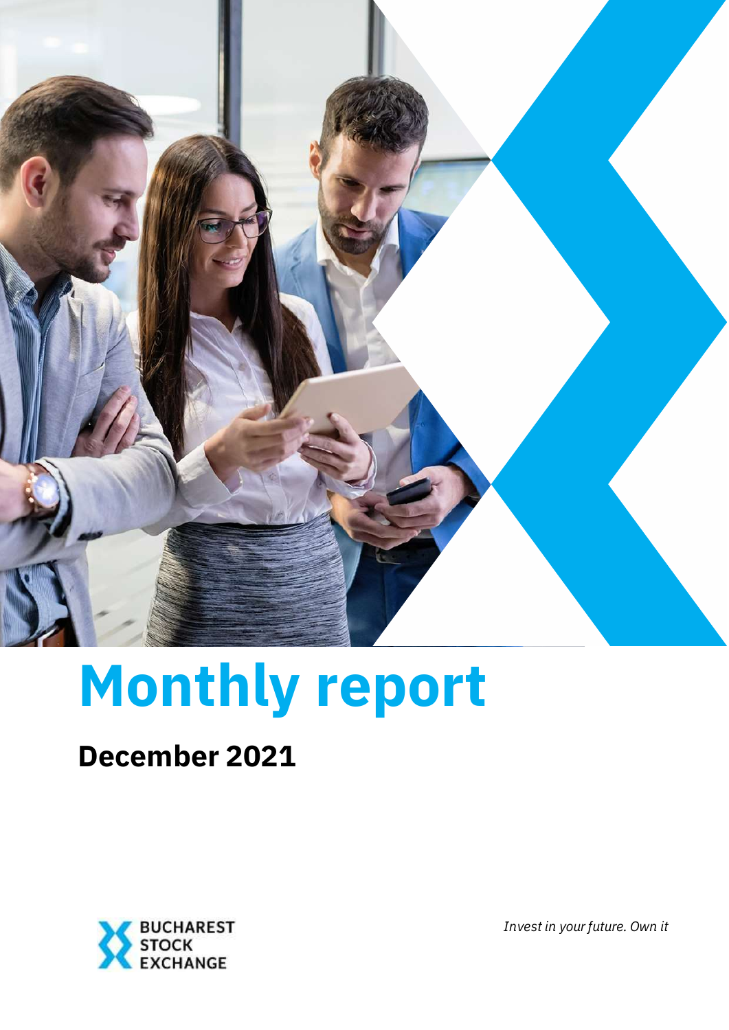# Monthly report

## December 2021

BUCHAREST STOCK EXCHANGE

*Invest in your future. Own it*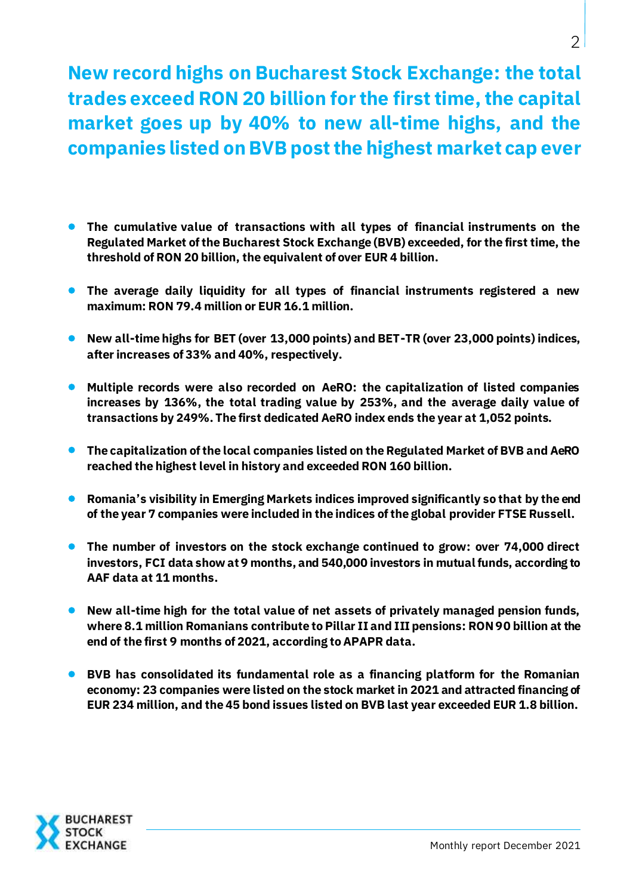# New record highs on Bucharest Stock Exchange: the total trades exceed RON 20 billion for the first time, the capital market goes up by 40% to new all-time highs, and the companies listed on BVB post the highest market cap ever

- **The cumulative value of transactions with all types of financial instruments on the Regulated Market of the Bucharest Stock Exchange (BVB) exceeded, for the first time, the threshold of RON 20 billion, the equivalent of over EUR 4 billion.**
- **The average daily liquidity for all types of financial instruments registered a new maximum: RON 79.4 million or EUR 16.1 million.**
- **New all-time highs for BET (over 13,000 points) and BET-TR (over 23,000 points) indices, after increases of 33% and 40%, respectively.**
- **Multiple records were also recorded on AeRO: the capitalization of listed companies increases by 136%, the total trading value by 253%, and the average daily value of transactions by 249%. The first dedicated AeRO index ends the year at 1,052 points.**
- **The capitalization of the local companies listed on the Regulated Market of BVB and AeRO reached the highest level in history and exceeded RON 160 billion.**
- **Romania's visibility in Emerging Markets indices improved significantly so that by the end of the year 7 companies were included in the indices of the global provider FTSE Russell.**
- **The number of investors on the stock exchange continued to grow: over 74,000 direct investors, FCI data show at 9 months, and 540,000 investors in mutual funds, according to AAF data at 11 months.**
- **New all-time high for the total value of net assets of privately managed pension funds, where 8.1 million Romanians contribute to Pillar II and III pensions: RON 90 billion at the end of the first 9 months of 2021, according to APAPR data.**
- **BVB has consolidated its fundamental role as a financing platform for the Romanian economy: 23 companies were listed on the stock market in 2021 and attracted financing of EUR 234 million, and the 45 bond issues listed on BVB last year exceeded EUR 1.8 billion.**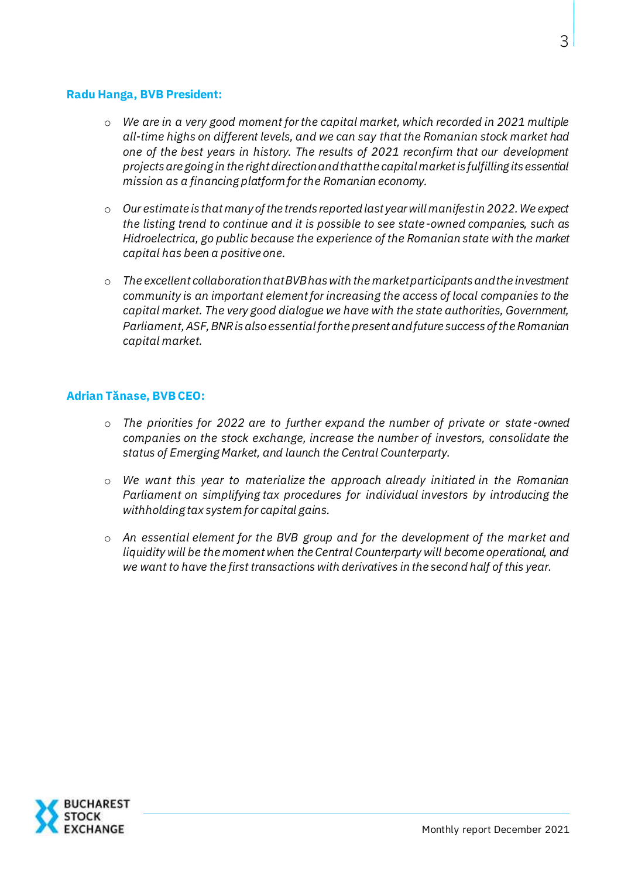**Radu Hanga, BVB President:**

- *We are in a very good moment for the capital market, which recorded in 2021 multiple all-time highs on different levels, and we can say that the Romanian stock market had one of the best years in history. The results of 2021 reconfirm that our development projects are going in the right direction and that the capital market is fulfilling its essential mission as a financing platform for the Romanian economy.*

- *Our estimate is that many of the trends reported last year will manifest in 2022. We expect the listing trend to continue and it is possible to see state-owned companies, such as Hidroelectrica, go public because the experience of the Romanian state with the market capital has been a positive one.*

- *The excellent collaboration that BVB has with the market participants and the investment community is an important element for increasing the access of local companies to the capital market. The very good dialogue we have with the state authorities, Government, Parliament, ASF, BNR is also essential for the present and future success of the Romanian capital market.*

**Adrian Tănase, BVB CEO:**

- *The priorities for 2022 are to further expand the number of private or state-owned companies on the stock exchange, increase the number of investors, consolidate the status of Emerging Market, and launch the Central Counterparty.*

- *We want this year to materialize the approach already initiated in the Romanian Parliament on simplifying tax procedures for individual investors by introducing the withholding tax system for capital gains.*

- *An essential element for the BVB group and for the development of the market and liquidity will be the moment when the Central Counterparty will become operational, and we want to have the first transactions with derivatives in the second half of this year.*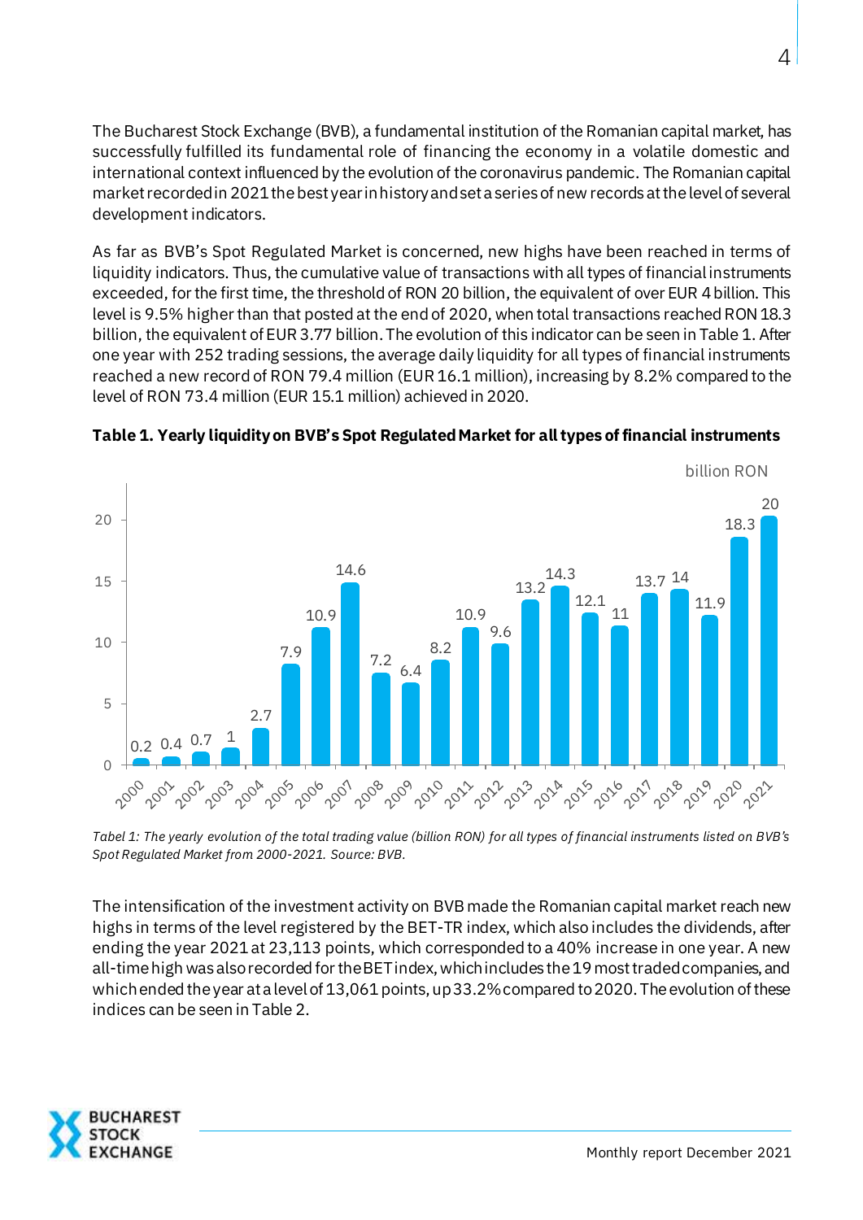The Bucharest Stock Exchange (BVB), a fundamental institution of the Romanian capital market, has successfully fulfilled its fundamental role of financing the economy in a volatile domestic and international context influenced by the evolution of the coronavirus pandemic. The Romanian capital market recorded in 2021 the best year in history and set a series of new records at the level of several development indicators.

As far as BVB's Spot Regulated Market is concerned, new highs have been reached in terms of liquidity indicators. Thus, the cumulative value of transactions with all types of financial instruments exceeded, for the first time, the threshold of RON 20 billion, the equivalent of over EUR 4 billion. This level is 9.5% higher than that posted at the end of 2020, when total transactions reached RON 18.3 billion, the equivalent of EUR 3.77 billion. The evolution of this indicator can be seen in Table 1. After one year with 252 trading sessions, the average daily liquidity for all types of financial instruments reached a new record of RON 79.4 million (EUR 16.1 million), increasing by 8.2% compared to the level of RON 73.4 million (EUR 15.1 million) achieved in 2020.

**Table 1. Yearly liquidity on BVB's Spot Regulated Market for all types of financial instruments**

billion RON

| Year | Value (billion RON) |
|---|---|
| 2000 | 0.2 |
| 2001 | 0.4 |
| 2002 | 0.7 |
| 2003 | 1 |
| 2004 | 2.7 |
| 2005 | 7.9 |
| 2006 | 10.9 |
| 2007 | 14.6 |
| 2008 | 7.2 |
| 2009 | 6.4 |
| 2010 | 8.2 |
| 2011 | 10.9 |
| 2012 | 9.6 |
| 2013 | 13.2 |
| 2014 | 14.3 |
| 2015 | 12.1 |
| 2016 | 11 |
| 2017 | 13.7 |
| 2018 | 14 |
| 2019 | 11.9 |
| 2020 | 18.3 |
| 2021 | 20 |

*Tabel 1: The yearly evolution of the total trading value (billion RON) for all types of financial instruments listed on BVB's Spot Regulated Market from 2000-2021. Source: BVB.*

The intensification of the investment activity on BVB made the Romanian capital market reach new highs in terms of the level registered by the BET-TR index, which also includes the dividends, after ending the year 2021 at 23,113 points, which corresponded to a 40% increase in one year. A new all-time high was also recorded for the BET index, which includes the 19 most traded companies, and which ended the year at a level of 13,061 points, up 33.2% compared to 2020. The evolution of these indices can be seen in Table 2.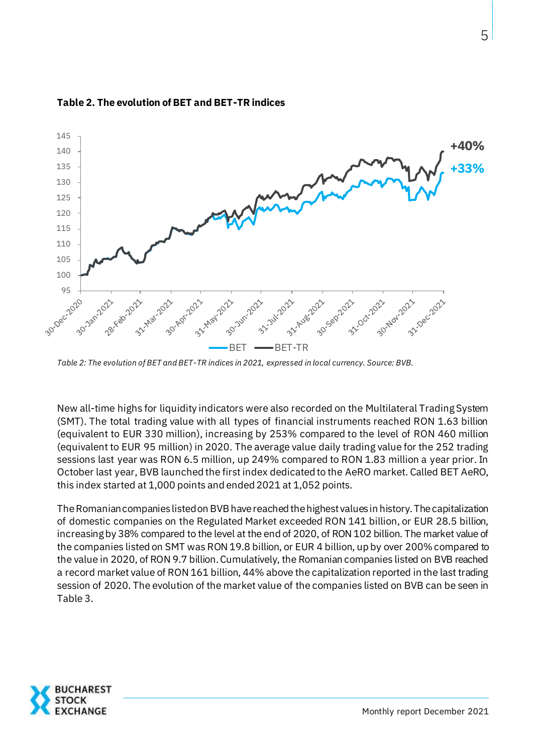**Table 2. The evolution of BET and BET-TR indices**

*Table 2: The evolution of BET and BET-TR indices in 2021, expressed in local currency. Source: BVB.*

New all-time highs for liquidity indicators were also recorded on the Multilateral Trading System (SMT). The total trading value with all types of financial instruments reached RON 1.63 billion (equivalent to EUR 330 million), increasing by 253% compared to the level of RON 460 million (equivalent to EUR 95 million) in 2020. The average value daily trading value for the 252 trading sessions last year was RON 6.5 million, up 249% compared to RON 1.83 million a year prior. In October last year, BVB launched the first index dedicated to the AeRO market. Called BET AeRO, this index started at 1,000 points and ended 2021 at 1,052 points.

The Romanian companies listed on BVB have reached the highest values in history. The capitalization of domestic companies on the Regulated Market exceeded RON 141 billion, or EUR 28.5 billion, increasing by 38% compared to the level at the end of 2020, of RON 102 billion. The market value of the companies listed on SMT was RON 19.8 billion, or EUR 4 billion, up by over 200% compared to the value in 2020, of RON 9.7 billion. Cumulatively, the Romanian companies listed on BVB reached a record market value of RON 161 billion, 44% above the capitalization reported in the last trading session of 2020. The evolution of the market value of the companies listed on BVB can be seen in Table 3.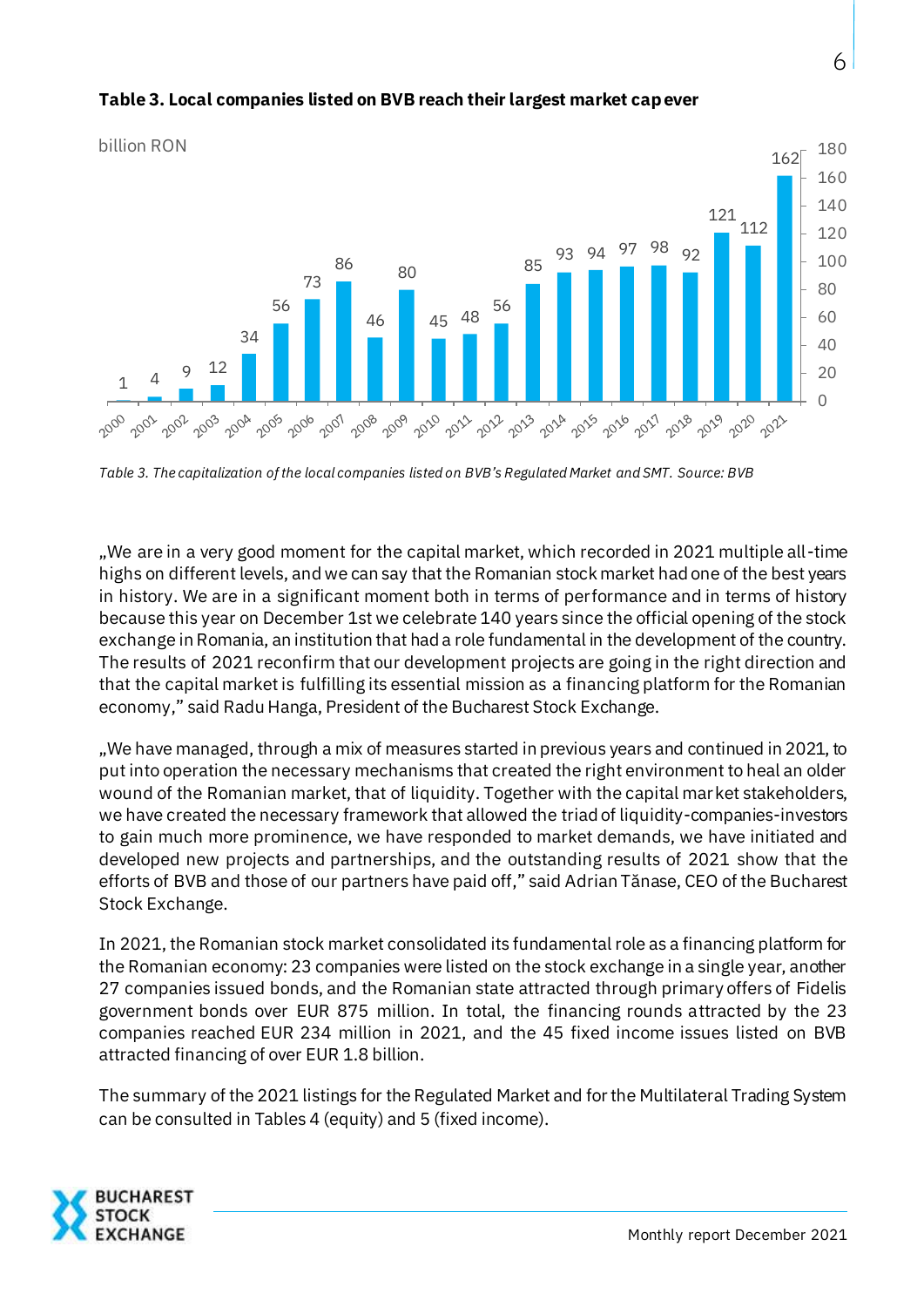**Table 3. Local companies listed on BVB reach their largest market cap ever**

billion RON

| Year | Market cap |
|---|---|
| 2000 | 1 |
| 2001 | 4 |
| 2002 | 9 |
| 2003 | 12 |
| 2004 | 34 |
| 2005 | 56 |
| 2006 | 73 |
| 2007 | 86 |
| 2008 | 46 |
| 2009 | 80 |
| 2010 | 45 |
| 2011 | 48 |
| 2012 | 56 |
| 2013 | 85 |
| 2014 | 93 |
| 2015 | 94 |
| 2016 | 97 |
| 2017 | 98 |
| 2018 | 92 |
| 2019 | 121 |
| 2020 | 112 |
| 2021 | 162 |

*Table 3. The capitalization of the local companies listed on BVB's Regulated Market and SMT. Source: BVB*

„We are in a very good moment for the capital market, which recorded in 2021 multiple all-time highs on different levels, and we can say that the Romanian stock market had one of the best years in history. We are in a significant moment both in terms of performance and in terms of history because this year on December 1st we celebrate 140 years since the official opening of the stock exchange in Romania, an institution that had a role fundamental in the development of the country. The results of 2021 reconfirm that our development projects are going in the right direction and that the capital market is fulfilling its essential mission as a financing platform for the Romanian economy," said Radu Hanga, President of the Bucharest Stock Exchange.

„We have managed, through a mix of measures started in previous years and continued in 2021, to put into operation the necessary mechanisms that created the right environment to heal an older wound of the Romanian market, that of liquidity. Together with the capital market stakeholders, we have created the necessary framework that allowed the triad of liquidity-companies-investors to gain much more prominence, we have responded to market demands, we have initiated and developed new projects and partnerships, and the outstanding results of 2021 show that the efforts of BVB and those of our partners have paid off," said Adrian Tănase, CEO of the Bucharest Stock Exchange.

In 2021, the Romanian stock market consolidated its fundamental role as a financing platform for the Romanian economy: 23 companies were listed on the stock exchange in a single year, another 27 companies issued bonds, and the Romanian state attracted through primary offers of Fidelis government bonds over EUR 875 million. In total, the financing rounds attracted by the 23 companies reached EUR 234 million in 2021, and the 45 fixed income issues listed on BVB attracted financing of over EUR 1.8 billion.

The summary of the 2021 listings for the Regulated Market and for the Multilateral Trading System can be consulted in Tables 4 (equity) and 5 (fixed income).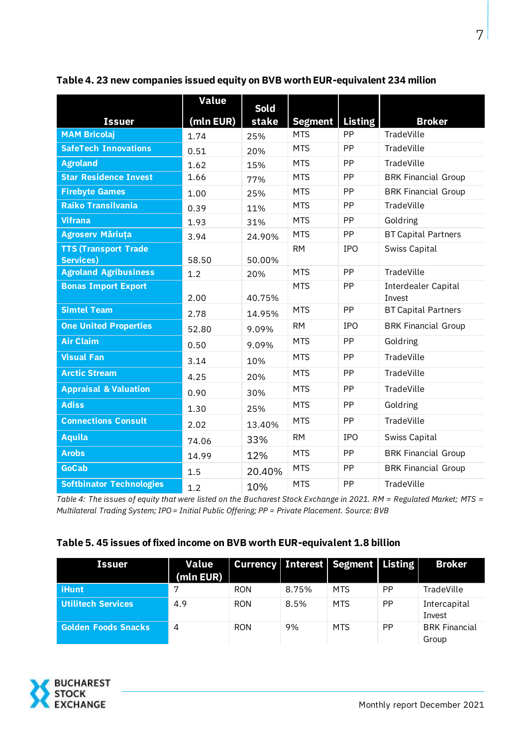**Table 4. 23 new companies issued equity on BVB worth EUR-equivalent 234 milion**

| Issuer | Value (mln EUR) | Sold stake | Segment | Listing | Broker |
|---|---|---|---|---|---|
| MAM Bricolaj | 1.74 | 25% | MTS | PP | TradeVille |
| SafeTech Innovations | 0.51 | 20% | MTS | PP | TradeVille |
| Agroland | 1.62 | 15% | MTS | PP | TradeVille |
| Star Residence Invest | 1.66 | 77% | MTS | PP | BRK Financial Group |
| Firebyte Games | 1.00 | 25% | MTS | PP | BRK Financial Group |
| Raiko Transilvania | 0.39 | 11% | MTS | PP | TradeVille |
| Vifrana | 1.93 | 31% | MTS | PP | Goldring |
| Agroserv Măriuța | 3.94 | 24.90% | MTS | PP | BT Capital Partners |
| TTS (Transport Trade Services) | 58.50 | 50.00% | RM | IPO | Swiss Capital |
| Agroland Agribusiness | 1.2 | 20% | MTS | PP | TradeVille |
| Bonas Import Export | 2.00 | 40.75% | MTS | PP | Interdealer Capital Invest |
| Simtel Team | 2.78 | 14.95% | MTS | PP | BT Capital Partners |
| One United Properties | 52.80 | 9.09% | RM | IPO | BRK Financial Group |
| Air Claim | 0.50 | 9.09% | MTS | PP | Goldring |
| Visual Fan | 3.14 | 10% | MTS | PP | TradeVille |
| Arctic Stream | 4.25 | 20% | MTS | PP | TradeVille |
| Appraisal & Valuation | 0.90 | 30% | MTS | PP | TradeVille |
| Adiss | 1.30 | 25% | MTS | PP | Goldring |
| Connections Consult | 2.02 | 13.40% | MTS | PP | TradeVille |
| Aquila | 74.06 | 33% | RM | IPO | Swiss Capital |
| Arobs | 14.99 | 12% | MTS | PP | BRK Financial Group |
| GoCab | 1.5 | 20.40% | MTS | PP | BRK Financial Group |
| Softbinator Technologies | 1.2 | 10% | MTS | PP | TradeVille |

*Table 4: The issues of equity that were listed on the Bucharest Stock Exchange in 2021. RM = Regulated Market; MTS = Multilateral Trading System; IPO = Initial Public Offering; PP = Private Placement. Source: BVB*

**Table 5. 45 issues of fixed income on BVB worth EUR-equivalent 1.8 billion**

| Issuer | Value (mln EUR) | Currency | Interest | Segment | Listing | Broker |
|---|---|---|---|---|---|---|
| iHunt | 7 | RON | 8.75% | MTS | PP | TradeVille |
| Utilitech Services | 4.9 | RON | 8.5% | MTS | PP | Intercapital Invest |
| Golden Foods Snacks | 4 | RON | 9% | MTS | PP | BRK Financial Group |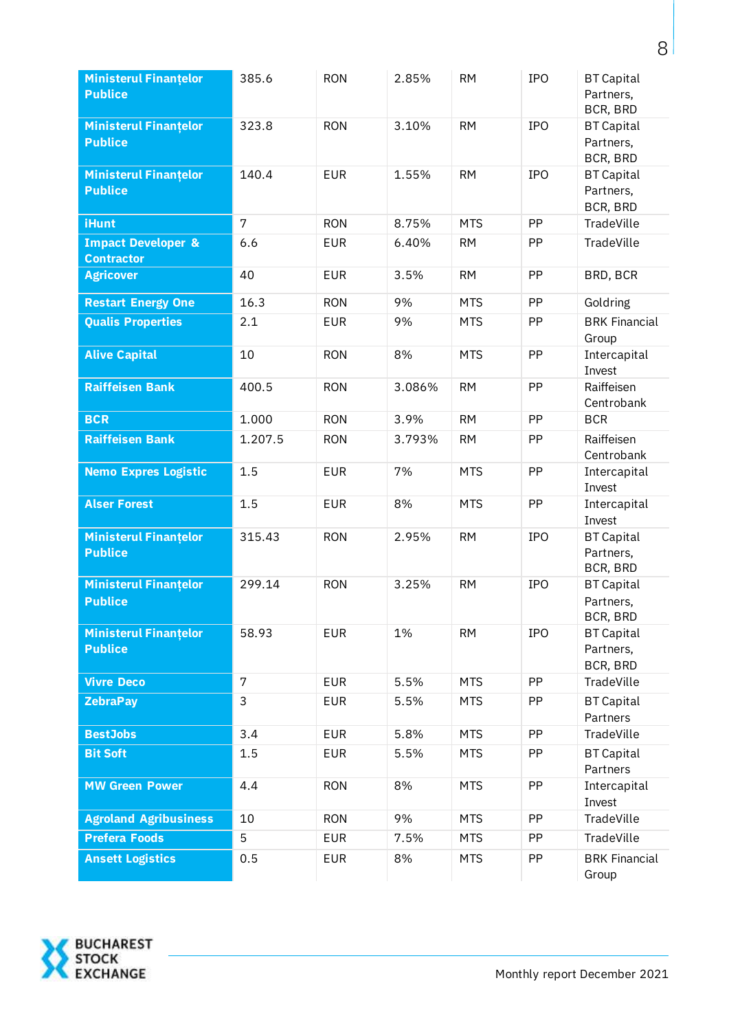| | | | | | | |
|---|---|---|---|---|---|---|
| **Ministerul Finanțelor Publice** | 385.6 | RON | 2.85% | RM | IPO | BT Capital Partners, BCR, BRD |
| **Ministerul Finanțelor Publice** | 323.8 | RON | 3.10% | RM | IPO | BT Capital Partners, BCR, BRD |
| **Ministerul Finanțelor Publice** | 140.4 | EUR | 1.55% | RM | IPO | BT Capital Partners, BCR, BRD |
| **iHunt** | 7 | RON | 8.75% | MTS | PP | TradeVille |
| **Impact Developer & Contractor** | 6.6 | EUR | 6.40% | RM | PP | TradeVille |
| **Agricover** | 40 | EUR | 3.5% | RM | PP | BRD, BCR |
| **Restart Energy One** | 16.3 | RON | 9% | MTS | PP | Goldring |
| **Qualis Properties** | 2.1 | EUR | 9% | MTS | PP | BRK Financial Group |
| **Alive Capital** | 10 | RON | 8% | MTS | PP | Intercapital Invest |
| **Raiffeisen Bank** | 400.5 | RON | 3.086% | RM | PP | Raiffeisen Centrobank |
| **BCR** | 1.000 | RON | 3.9% | RM | PP | BCR |
| **Raiffeisen Bank** | 1.207.5 | RON | 3.793% | RM | PP | Raiffeisen Centrobank |
| **Nemo Expres Logistic** | 1.5 | EUR | 7% | MTS | PP | Intercapital Invest |
| **Alser Forest** | 1.5 | EUR | 8% | MTS | PP | Intercapital Invest |
| **Ministerul Finanțelor Publice** | 315.43 | RON | 2.95% | RM | IPO | BT Capital Partners, BCR, BRD |
| **Ministerul Finanțelor Publice** | 299.14 | RON | 3.25% | RM | IPO | BT Capital Partners, BCR, BRD |
| **Ministerul Finanțelor Publice** | 58.93 | EUR | 1% | RM | IPO | BT Capital Partners, BCR, BRD |
| **Vivre Deco** | 7 | EUR | 5.5% | MTS | PP | TradeVille |
| **ZebraPay** | 3 | EUR | 5.5% | MTS | PP | BT Capital Partners |
| **BestJobs** | 3.4 | EUR | 5.8% | MTS | PP | TradeVille |
| **Bit Soft** | 1.5 | EUR | 5.5% | MTS | PP | BT Capital Partners |
| **MW Green Power** | 4.4 | RON | 8% | MTS | PP | Intercapital Invest |
| **Agroland Agribusiness** | 10 | RON | 9% | MTS | PP | TradeVille |
| **Prefera Foods** | 5 | EUR | 7.5% | MTS | PP | TradeVille |
| **Ansett Logistics** | 0.5 | EUR | 8% | MTS | PP | BRK Financial Group |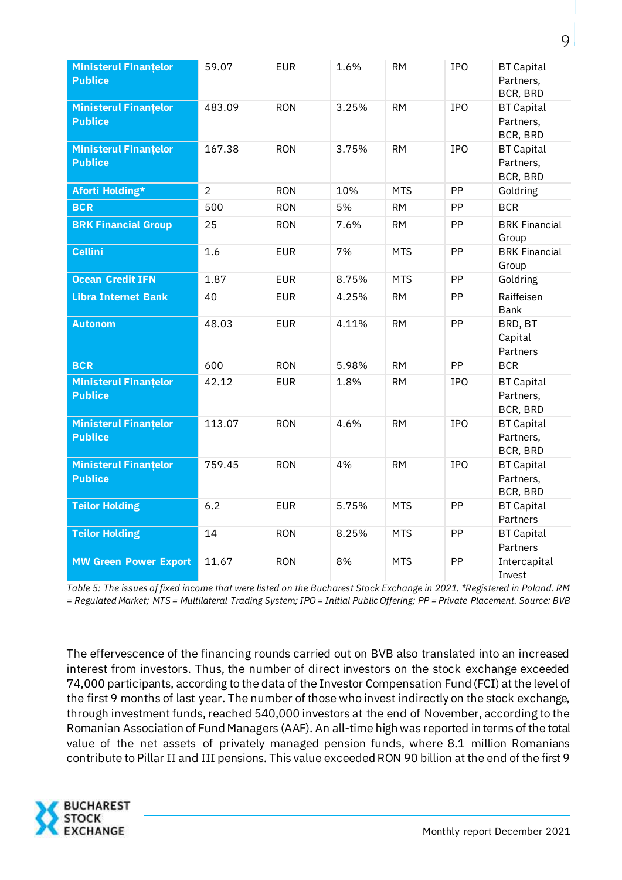| | | | | | | |
|---|---|---|---|---|---|---|
| **Ministerul Finanțelor Publice** | 59.07 | EUR | 1.6% | RM | IPO | BT Capital Partners, BCR, BRD |
| **Ministerul Finanțelor Publice** | 483.09 | RON | 3.25% | RM | IPO | BT Capital Partners, BCR, BRD |
| **Ministerul Finanțelor Publice** | 167.38 | RON | 3.75% | RM | IPO | BT Capital Partners, BCR, BRD |
| **Aforti Holding*** | 2 | RON | 10% | MTS | PP | Goldring |
| **BCR** | 500 | RON | 5% | RM | PP | BCR |
| **BRK Financial Group** | 25 | RON | 7.6% | RM | PP | BRK Financial Group |
| **Cellini** | 1.6 | EUR | 7% | MTS | PP | BRK Financial Group |
| **Ocean Credit IFN** | 1.87 | EUR | 8.75% | MTS | PP | Goldring |
| **Libra Internet Bank** | 40 | EUR | 4.25% | RM | PP | Raiffeisen Bank |
| **Autonom** | 48.03 | EUR | 4.11% | RM | PP | BRD, BT Capital Partners |
| **BCR** | 600 | RON | 5.98% | RM | PP | BCR |
| **Ministerul Finanțelor Publice** | 42.12 | EUR | 1.8% | RM | IPO | BT Capital Partners, BCR, BRD |
| **Ministerul Finanțelor Publice** | 113.07 | RON | 4.6% | RM | IPO | BT Capital Partners, BCR, BRD |
| **Ministerul Finanțelor Publice** | 759.45 | RON | 4% | RM | IPO | BT Capital Partners, BCR, BRD |
| **Teilor Holding** | 6.2 | EUR | 5.75% | MTS | PP | BT Capital Partners |
| **Teilor Holding** | 14 | RON | 8.25% | MTS | PP | BT Capital Partners |
| **MW Green Power Export** | 11.67 | RON | 8% | MTS | PP | Intercapital Invest |

*Table 5: The issues of fixed income that were listed on the Bucharest Stock Exchange in 2021. *Registered in Poland. RM = Regulated Market; MTS = Multilateral Trading System; IPO = Initial Public Offering; PP = Private Placement. Source: BVB*

The effervescence of the financing rounds carried out on BVB also translated into an increased interest from investors. Thus, the number of direct investors on the stock exchange exceeded 74,000 participants, according to the data of the Investor Compensation Fund (FCI) at the level of the first 9 months of last year. The number of those who invest indirectly on the stock exchange, through investment funds, reached 540,000 investors at the end of November, according to the Romanian Association of Fund Managers (AAF). An all-time high was reported in terms of the total value of the net assets of privately managed pension funds, where 8.1 million Romanians contribute to Pillar II and III pensions. This value exceeded RON 90 billion at the end of the first 9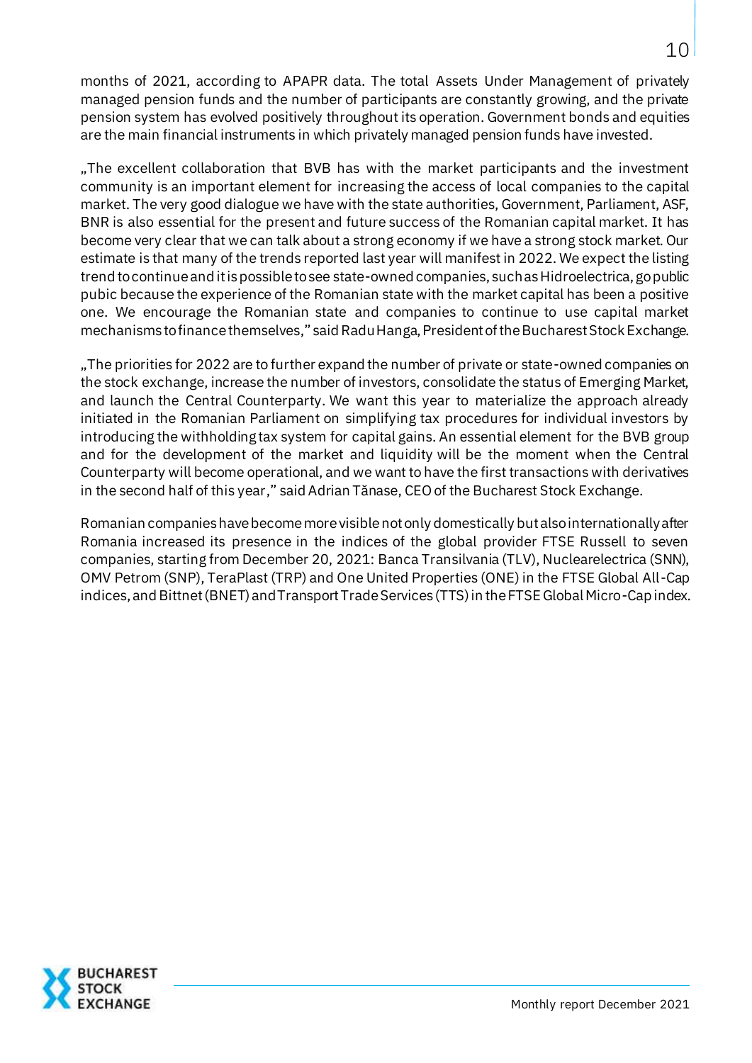months of 2021, according to APAPR data. The total Assets Under Management of privately managed pension funds and the number of participants are constantly growing, and the private pension system has evolved positively throughout its operation. Government bonds and equities are the main financial instruments in which privately managed pension funds have invested.

„The excellent collaboration that BVB has with the market participants and the investment community is an important element for increasing the access of local companies to the capital market. The very good dialogue we have with the state authorities, Government, Parliament, ASF, BNR is also essential for the present and future success of the Romanian capital market. It has become very clear that we can talk about a strong economy if we have a strong stock market. Our estimate is that many of the trends reported last year will manifest in 2022. We expect the listing trend to continue and it is possible to see state-owned companies, such as Hidroelectrica, go public pubic because the experience of the Romanian state with the market capital has been a positive one. We encourage the Romanian state and companies to continue to use capital market mechanisms to finance themselves," said Radu Hanga, President of the Bucharest Stock Exchange.

„The priorities for 2022 are to further expand the number of private or state-owned companies on the stock exchange, increase the number of investors, consolidate the status of Emerging Market, and launch the Central Counterparty. We want this year to materialize the approach already initiated in the Romanian Parliament on simplifying tax procedures for individual investors by introducing the withholding tax system for capital gains. An essential element for the BVB group and for the development of the market and liquidity will be the moment when the Central Counterparty will become operational, and we want to have the first transactions with derivatives in the second half of this year," said Adrian Tănase, CEO of the Bucharest Stock Exchange.

Romanian companies have become more visible not only domestically but also internationally after Romania increased its presence in the indices of the global provider FTSE Russell to seven companies, starting from December 20, 2021: Banca Transilvania (TLV), Nuclearelectrica (SNN), OMV Petrom (SNP), TeraPlast (TRP) and One United Properties (ONE) in the FTSE Global All-Cap indices, and Bittnet (BNET) and Transport Trade Services (TTS) in the FTSE Global Micro-Cap index.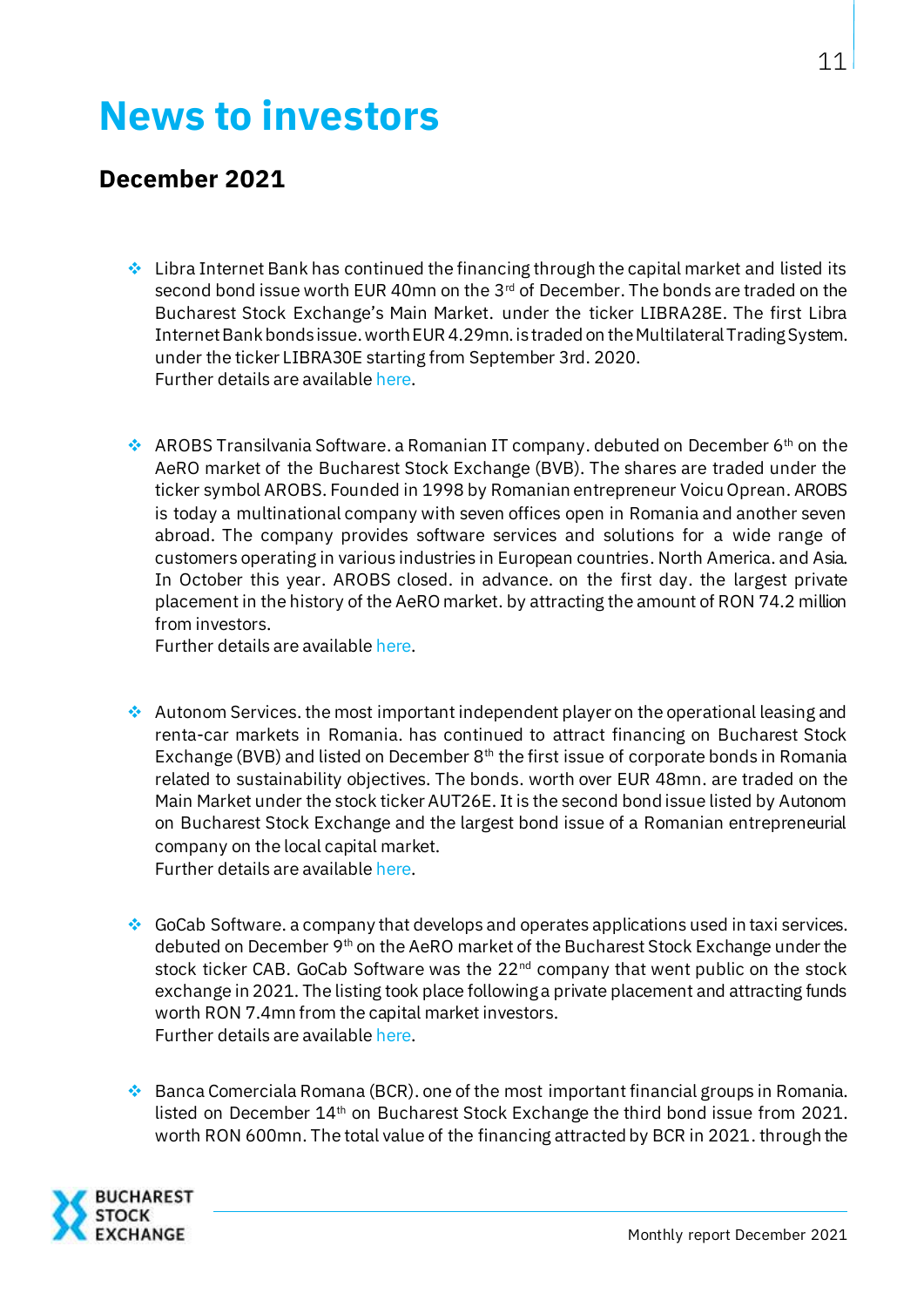# News to investors

## December 2021

- Libra Internet Bank has continued the financing through the capital market and listed its second bond issue worth EUR 40mn on the 3rd of December. The bonds are traded on the Bucharest Stock Exchange's Main Market. under the ticker LIBRA28E. The first Libra Internet Bank bonds issue. worth EUR 4.29mn. is traded on the Multilateral Trading System. under the ticker LIBRA30E starting from September 3rd. 2020.
  Further details are available here.

- AROBS Transilvania Software. a Romanian IT company. debuted on December 6th on the AeRO market of the Bucharest Stock Exchange (BVB). The shares are traded under the ticker symbol AROBS. Founded in 1998 by Romanian entrepreneur Voicu Oprean. AROBS is today a multinational company with seven offices open in Romania and another seven abroad. The company provides software services and solutions for a wide range of customers operating in various industries in European countries. North America. and Asia. In October this year. AROBS closed. in advance. on the first day. the largest private placement in the history of the AeRO market. by attracting the amount of RON 74.2 million from investors.
  Further details are available here.

- Autonom Services. the most important independent player on the operational leasing and renta-car markets in Romania. has continued to attract financing on Bucharest Stock Exchange (BVB) and listed on December 8th the first issue of corporate bonds in Romania related to sustainability objectives. The bonds. worth over EUR 48mn. are traded on the Main Market under the stock ticker AUT26E. It is the second bond issue listed by Autonom on Bucharest Stock Exchange and the largest bond issue of a Romanian entrepreneurial company on the local capital market.
  Further details are available here.

- GoCab Software. a company that develops and operates applications used in taxi services. debuted on December 9th on the AeRO market of the Bucharest Stock Exchange under the stock ticker CAB. GoCab Software was the 22nd company that went public on the stock exchange in 2021. The listing took place following a private placement and attracting funds worth RON 7.4mn from the capital market investors.
  Further details are available here.

- Banca Comerciala Romana (BCR). one of the most important financial groups in Romania. listed on December 14th on Bucharest Stock Exchange the third bond issue from 2021. worth RON 600mn. The total value of the financing attracted by BCR in 2021. through the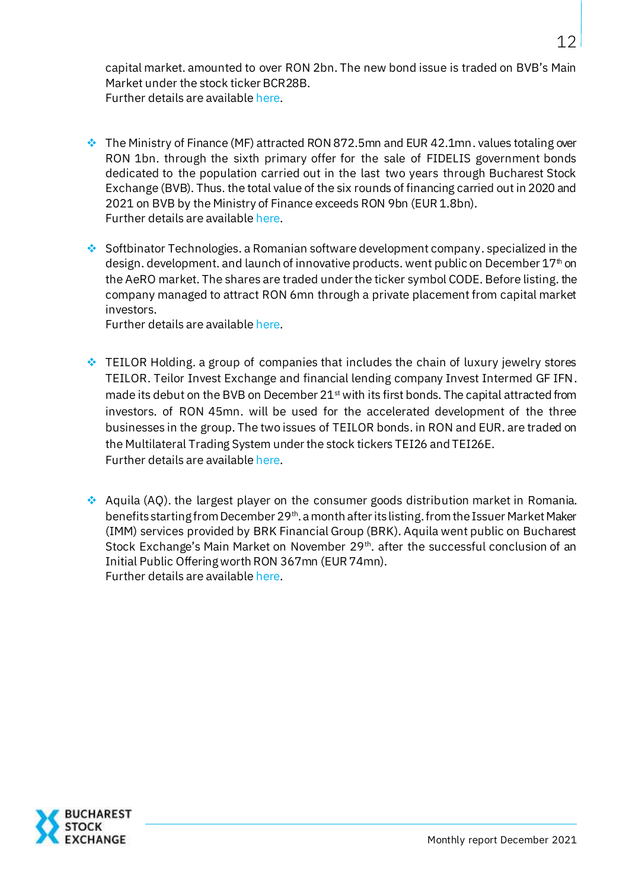capital market. amounted to over RON 2bn. The new bond issue is traded on BVB's Main Market under the stock ticker BCR28B.
Further details are available here.

- The Ministry of Finance (MF) attracted RON 872.5mn and EUR 42.1mn. values totaling over RON 1bn. through the sixth primary offer for the sale of FIDELIS government bonds dedicated to the population carried out in the last two years through Bucharest Stock Exchange (BVB). Thus. the total value of the six rounds of financing carried out in 2020 and 2021 on BVB by the Ministry of Finance exceeds RON 9bn (EUR 1.8bn).
  Further details are available here.

- Softbinator Technologies. a Romanian software development company. specialized in the design. development. and launch of innovative products. went public on December 17th on the AeRO market. The shares are traded under the ticker symbol CODE. Before listing. the company managed to attract RON 6mn through a private placement from capital market investors.
  Further details are available here.

- TEILOR Holding. a group of companies that includes the chain of luxury jewelry stores TEILOR. Teilor Invest Exchange and financial lending company Invest Intermed GF IFN. made its debut on the BVB on December 21st with its first bonds. The capital attracted from investors. of RON 45mn. will be used for the accelerated development of the three businesses in the group. The two issues of TEILOR bonds. in RON and EUR. are traded on the Multilateral Trading System under the stock tickers TEI26 and TEI26E.
  Further details are available here.

- Aquila (AQ). the largest player on the consumer goods distribution market in Romania. benefits starting from December 29th. a month after its listing. from the Issuer Market Maker (IMM) services provided by BRK Financial Group (BRK). Aquila went public on Bucharest Stock Exchange's Main Market on November 29th. after the successful conclusion of an Initial Public Offering worth RON 367mn (EUR 74mn).
  Further details are available here.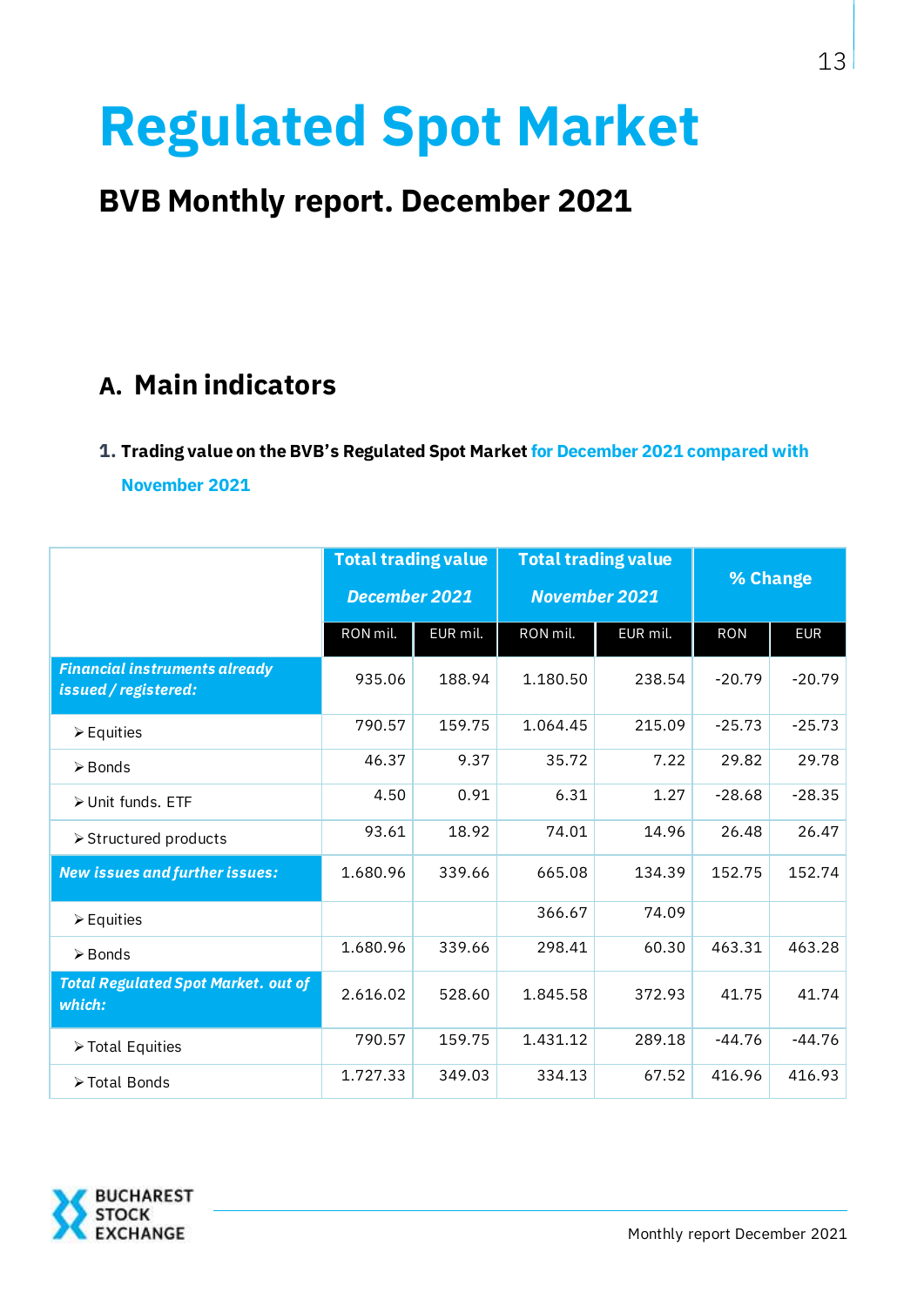# Regulated Spot Market

## BVB Monthly report. December 2021

## A. Main indicators

**1. Trading value on the BVB's Regulated Spot Market for December 2021 compared with November 2021**

| | **Total trading value *December 2021*** | | **Total trading value *November 2021*** | | **% Change** | |
|---|---|---|---|---|---|---|
| | RON mil. | EUR mil. | RON mil. | EUR mil. | RON | EUR |
| ***Financial instruments already issued / registered:*** | 935.06 | 188.94 | 1.180.50 | 238.54 | -20.79 | -20.79 |
| ➢ Equities | 790.57 | 159.75 | 1.064.45 | 215.09 | -25.73 | -25.73 |
| ➢ Bonds | 46.37 | 9.37 | 35.72 | 7.22 | 29.82 | 29.78 |
| ➢ Unit funds. ETF | 4.50 | 0.91 | 6.31 | 1.27 | -28.68 | -28.35 |
| ➢ Structured products | 93.61 | 18.92 | 74.01 | 14.96 | 26.48 | 26.47 |
| ***New issues and further issues:*** | 1.680.96 | 339.66 | 665.08 | 134.39 | 152.75 | 152.74 |
| ➢ Equities | | | 366.67 | 74.09 | | |
| ➢ Bonds | 1.680.96 | 339.66 | 298.41 | 60.30 | 463.31 | 463.28 |
| ***Total Regulated Spot Market. out of which:*** | 2.616.02 | 528.60 | 1.845.58 | 372.93 | 41.75 | 41.74 |
| ➢ Total Equities | 790.57 | 159.75 | 1.431.12 | 289.18 | -44.76 | -44.76 |
| ➢ Total Bonds | 1.727.33 | 349.03 | 334.13 | 67.52 | 416.96 | 416.93 |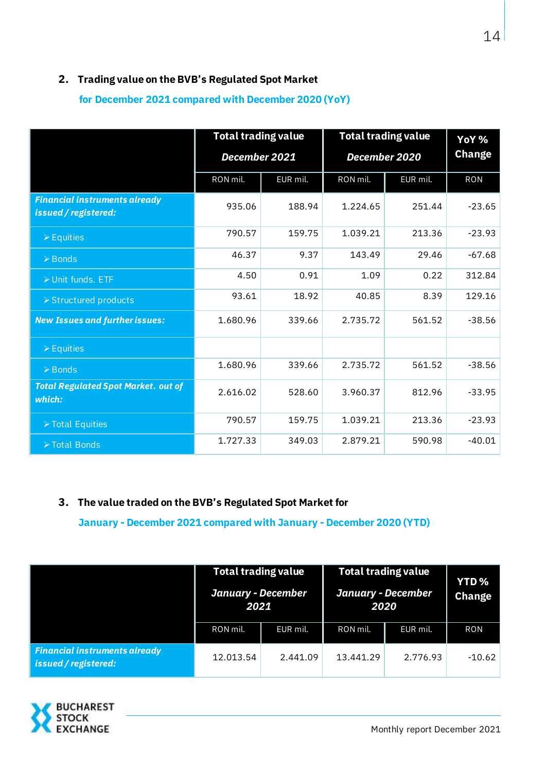## 2. Trading value on the BVB's Regulated Spot Market

**for December 2021 compared with December 2020 (YoY)**

| | Total trading value December 2021 | | Total trading value December 2020 | | YoY % Change |
|---|---|---|---|---|---|
| | RON mil. | EUR mil. | RON mil. | EUR mil. | RON |
| ***Financial instruments already issued / registered:*** | 935.06 | 188.94 | 1.224.65 | 251.44 | -23.65 |
| ➢ Equities | 790.57 | 159.75 | 1.039.21 | 213.36 | -23.93 |
| ➢ Bonds | 46.37 | 9.37 | 143.49 | 29.46 | -67.68 |
| ➢ Unit funds. ETF | 4.50 | 0.91 | 1.09 | 0.22 | 312.84 |
| ➢ Structured products | 93.61 | 18.92 | 40.85 | 8.39 | 129.16 |
| ***New Issues and further issues:*** | 1.680.96 | 339.66 | 2.735.72 | 561.52 | -38.56 |
| ➢ Equities | | | | | |
| ➢ Bonds | 1.680.96 | 339.66 | 2.735.72 | 561.52 | -38.56 |
| ***Total Regulated Spot Market. out of which:*** | 2.616.02 | 528.60 | 3.960.37 | 812.96 | -33.95 |
| ➢ Total Equities | 790.57 | 159.75 | 1.039.21 | 213.36 | -23.93 |
| ➢ Total Bonds | 1.727.33 | 349.03 | 2.879.21 | 590.98 | -40.01 |

## 3. The value traded on the BVB's Regulated Spot Market for

**January - December 2021 compared with January - December 2020 (YTD)**

| | Total trading value January - December 2021 | | Total trading value January - December 2020 | | YTD % Change |
|---|---|---|---|---|---|
| | RON mil. | EUR mil. | RON mil. | EUR mil. | RON |
| ***Financial instruments already issued / registered:*** | 12.013.54 | 2.441.09 | 13.441.29 | 2.776.93 | -10.62 |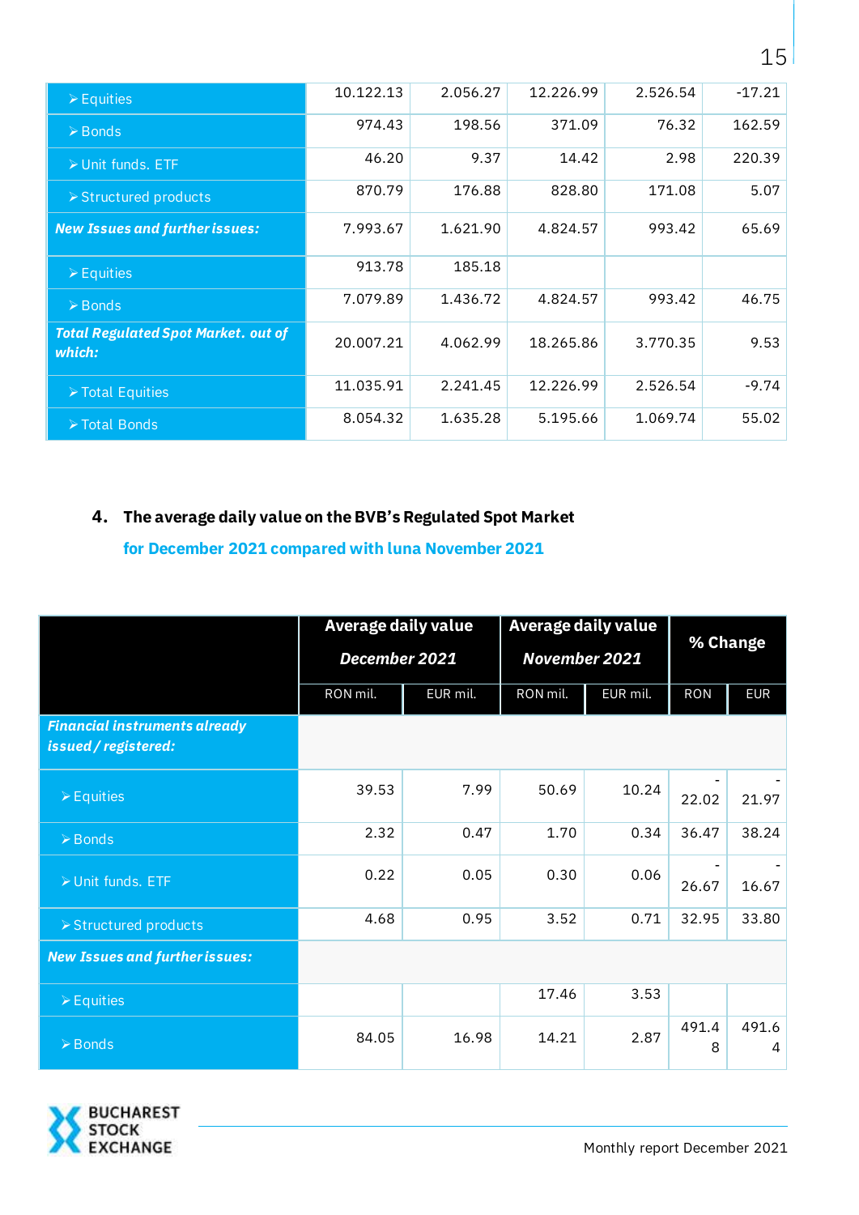| | | | | | |
|---|---|---|---|---|---|
| ➢ Equities | 10.122.13 | 2.056.27 | 12.226.99 | 2.526.54 | -17.21 |
| ➢ Bonds | 974.43 | 198.56 | 371.09 | 76.32 | 162.59 |
| ➢ Unit funds. ETF | 46.20 | 9.37 | 14.42 | 2.98 | 220.39 |
| ➢ Structured products | 870.79 | 176.88 | 828.80 | 171.08 | 5.07 |
| ***New Issues and further issues:*** | 7.993.67 | 1.621.90 | 4.824.57 | 993.42 | 65.69 |
| ➢ Equities | 913.78 | 185.18 | | | |
| ➢ Bonds | 7.079.89 | 1.436.72 | 4.824.57 | 993.42 | 46.75 |
| ***Total Regulated Spot Market. out of which:*** | 20.007.21 | 4.062.99 | 18.265.86 | 3.770.35 | 9.53 |
| ➢ Total Equities | 11.035.91 | 2.241.45 | 12.226.99 | 2.526.54 | -9.74 |
| ➢ Total Bonds | 8.054.32 | 1.635.28 | 5.195.66 | 1.069.74 | 55.02 |

## 4. The average daily value on the BVB's Regulated Spot Market

**for December 2021 compared with luna November 2021**

| | Average daily value *December 2021* | | Average daily value *November 2021* | | % Change | |
|---|---|---|---|---|---|---|
| | RON mil. | EUR mil. | RON mil. | EUR mil. | RON | EUR |
| ***Financial instruments already issued / registered:*** | | | | | | |
| ➢ Equities | 39.53 | 7.99 | 50.69 | 10.24 | -22.02 | -21.97 |
| ➢ Bonds | 2.32 | 0.47 | 1.70 | 0.34 | 36.47 | 38.24 |
| ➢ Unit funds. ETF | 0.22 | 0.05 | 0.30 | 0.06 | -26.67 | -16.67 |
| ➢ Structured products | 4.68 | 0.95 | 3.52 | 0.71 | 32.95 | 33.80 |
| ***New Issues and further issues:*** | | | | | | |
| ➢ Equities | | | 17.46 | 3.53 | | |
| ➢ Bonds | 84.05 | 16.98 | 14.21 | 2.87 | 491.48 | 491.64 |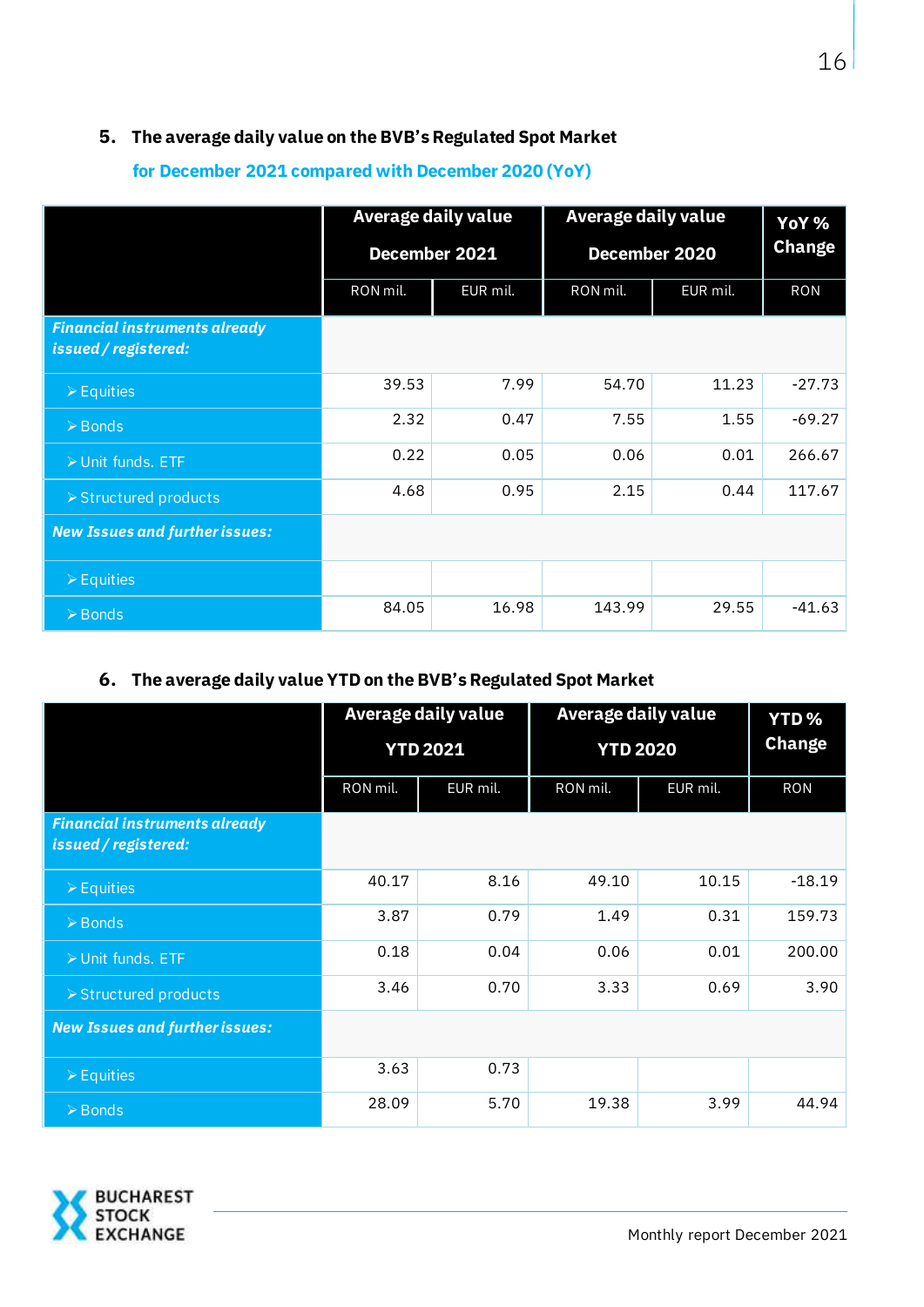## 5. The average daily value on the BVB's Regulated Spot Market

**for December 2021 compared with December 2020 (YoY)**

| | Average daily value December 2021 | | Average daily value December 2020 | | YoY % Change |
|---|---|---|---|---|---|
| | RON mil. | EUR mil. | RON mil. | EUR mil. | RON |
| ***Financial instruments already issued / registered:*** | | | | | |
| ➢ Equities | 39.53 | 7.99 | 54.70 | 11.23 | -27.73 |
| ➢ Bonds | 2.32 | 0.47 | 7.55 | 1.55 | -69.27 |
| ➢ Unit funds. ETF | 0.22 | 0.05 | 0.06 | 0.01 | 266.67 |
| ➢ Structured products | 4.68 | 0.95 | 2.15 | 0.44 | 117.67 |
| ***New Issues and further issues:*** | | | | | |
| ➢ Equities | | | | | |
| ➢ Bonds | 84.05 | 16.98 | 143.99 | 29.55 | -41.63 |

## 6. The average daily value YTD on the BVB's Regulated Spot Market

| | Average daily value YTD 2021 | | Average daily value YTD 2020 | | YTD % Change |
|---|---|---|---|---|---|
| | RON mil. | EUR mil. | RON mil. | EUR mil. | RON |
| ***Financial instruments already issued / registered:*** | | | | | |
| ➢ Equities | 40.17 | 8.16 | 49.10 | 10.15 | -18.19 |
| ➢ Bonds | 3.87 | 0.79 | 1.49 | 0.31 | 159.73 |
| ➢ Unit funds. ETF | 0.18 | 0.04 | 0.06 | 0.01 | 200.00 |
| ➢ Structured products | 3.46 | 0.70 | 3.33 | 0.69 | 3.90 |
| ***New Issues and further issues:*** | | | | | |
| ➢ Equities | 3.63 | 0.73 | | | |
| ➢ Bonds | 28.09 | 5.70 | 19.38 | 3.99 | 44.94 |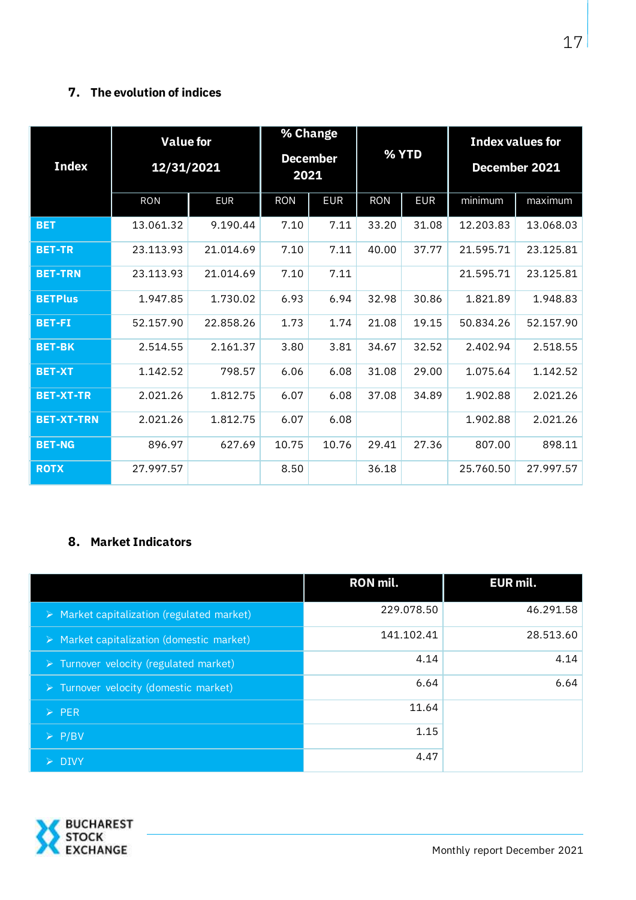## 7. The evolution of indices

| Index | Value for 12/31/2021 | | % Change December 2021 | | % YTD | | Index values for December 2021 | |
|---|---|---|---|---|---|---|---|---|
| | RON | EUR | RON | EUR | RON | EUR | minimum | maximum |
| BET | 13.061.32 | 9.190.44 | 7.10 | 7.11 | 33.20 | 31.08 | 12.203.83 | 13.068.03 |
| BET-TR | 23.113.93 | 21.014.69 | 7.10 | 7.11 | 40.00 | 37.77 | 21.595.71 | 23.125.81 |
| BET-TRN | 23.113.93 | 21.014.69 | 7.10 | 7.11 | | | 21.595.71 | 23.125.81 |
| BETPlus | 1.947.85 | 1.730.02 | 6.93 | 6.94 | 32.98 | 30.86 | 1.821.89 | 1.948.83 |
| BET-FI | 52.157.90 | 22.858.26 | 1.73 | 1.74 | 21.08 | 19.15 | 50.834.26 | 52.157.90 |
| BET-BK | 2.514.55 | 2.161.37 | 3.80 | 3.81 | 34.67 | 32.52 | 2.402.94 | 2.518.55 |
| BET-XT | 1.142.52 | 798.57 | 6.06 | 6.08 | 31.08 | 29.00 | 1.075.64 | 1.142.52 |
| BET-XT-TR | 2.021.26 | 1.812.75 | 6.07 | 6.08 | 37.08 | 34.89 | 1.902.88 | 2.021.26 |
| BET-XT-TRN | 2.021.26 | 1.812.75 | 6.07 | 6.08 | | | 1.902.88 | 2.021.26 |
| BET-NG | 896.97 | 627.69 | 10.75 | 10.76 | 29.41 | 27.36 | 807.00 | 898.11 |
| ROTX | 27.997.57 | | 8.50 | | 36.18 | | 25.760.50 | 27.997.57 |

## 8. Market Indicators

| | RON mil. | EUR mil. |
|---|---|---|
| Market capitalization (regulated market) | 229.078.50 | 46.291.58 |
| Market capitalization (domestic market) | 141.102.41 | 28.513.60 |
| Turnover velocity (regulated market) | 4.14 | 4.14 |
| Turnover velocity (domestic market) | 6.64 | 6.64 |
| PER | 11.64 | |
| P/BV | 1.15 | |
| DIVY | 4.47 | |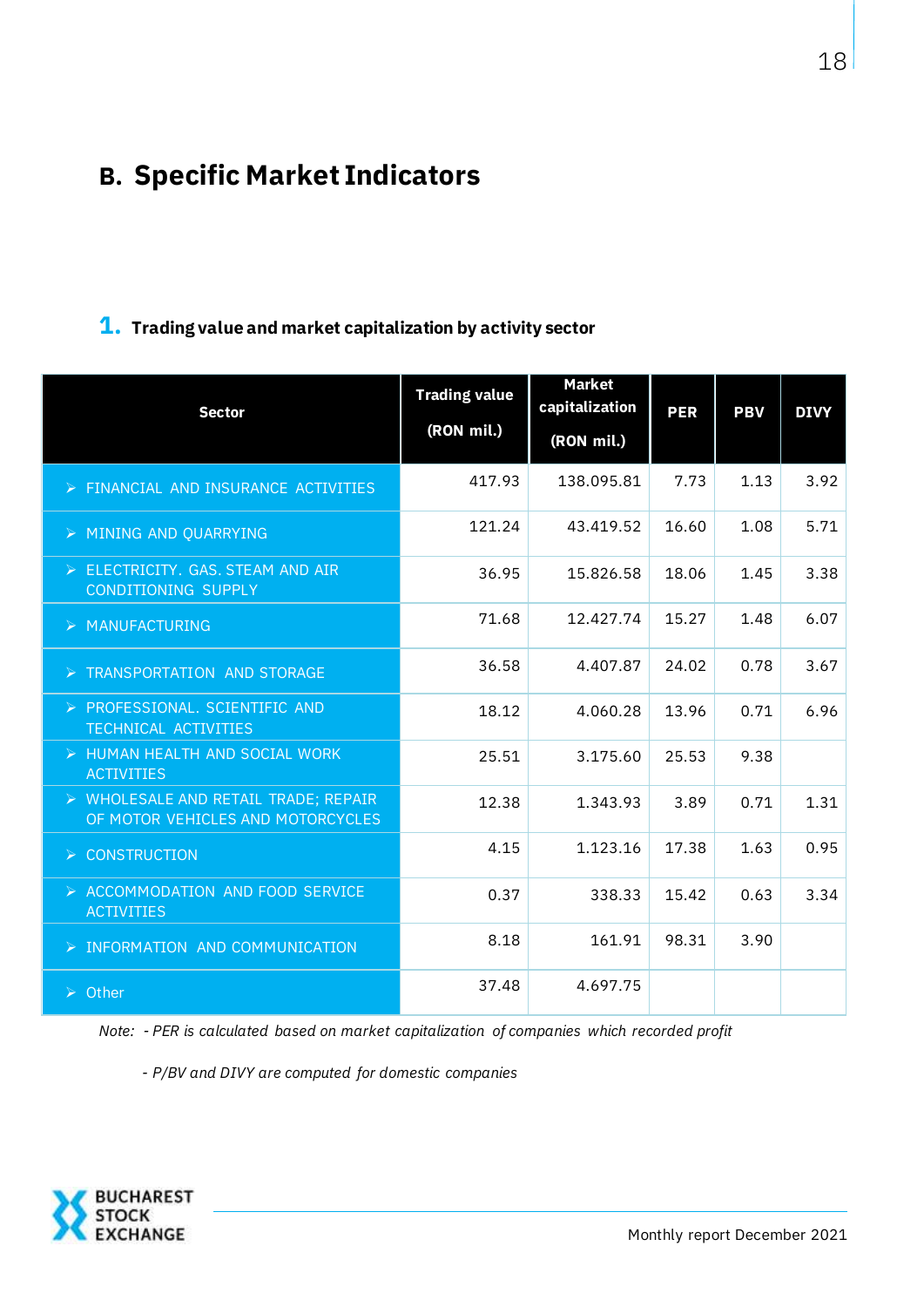## B. Specific Market Indicators

### 1. Trading value and market capitalization by activity sector

| Sector | Trading value (RON mil.) | Market capitalization (RON mil.) | PER | PBV | DIVY |
|---|---|---|---|---|---|
| ➢ FINANCIAL AND INSURANCE ACTIVITIES | 417.93 | 138.095.81 | 7.73 | 1.13 | 3.92 |
| ➢ MINING AND QUARRYING | 121.24 | 43.419.52 | 16.60 | 1.08 | 5.71 |
| ➢ ELECTRICITY. GAS. STEAM AND AIR CONDITIONING SUPPLY | 36.95 | 15.826.58 | 18.06 | 1.45 | 3.38 |
| ➢ MANUFACTURING | 71.68 | 12.427.74 | 15.27 | 1.48 | 6.07 |
| ➢ TRANSPORTATION AND STORAGE | 36.58 | 4.407.87 | 24.02 | 0.78 | 3.67 |
| ➢ PROFESSIONAL. SCIENTIFIC AND TECHNICAL ACTIVITIES | 18.12 | 4.060.28 | 13.96 | 0.71 | 6.96 |
| ➢ HUMAN HEALTH AND SOCIAL WORK ACTIVITIES | 25.51 | 3.175.60 | 25.53 | 9.38 | |
| ➢ WHOLESALE AND RETAIL TRADE; REPAIR OF MOTOR VEHICLES AND MOTORCYCLES | 12.38 | 1.343.93 | 3.89 | 0.71 | 1.31 |
| ➢ CONSTRUCTION | 4.15 | 1.123.16 | 17.38 | 1.63 | 0.95 |
| ➢ ACCOMMODATION AND FOOD SERVICE ACTIVITIES | 0.37 | 338.33 | 15.42 | 0.63 | 3.34 |
| ➢ INFORMATION AND COMMUNICATION | 8.18 | 161.91 | 98.31 | 3.90 | |
| ➢ Other | 37.48 | 4.697.75 | | | |

*Note: - PER is calculated based on market capitalization of companies which recorded profit*

*- P/BV and DIVY are computed for domestic companies*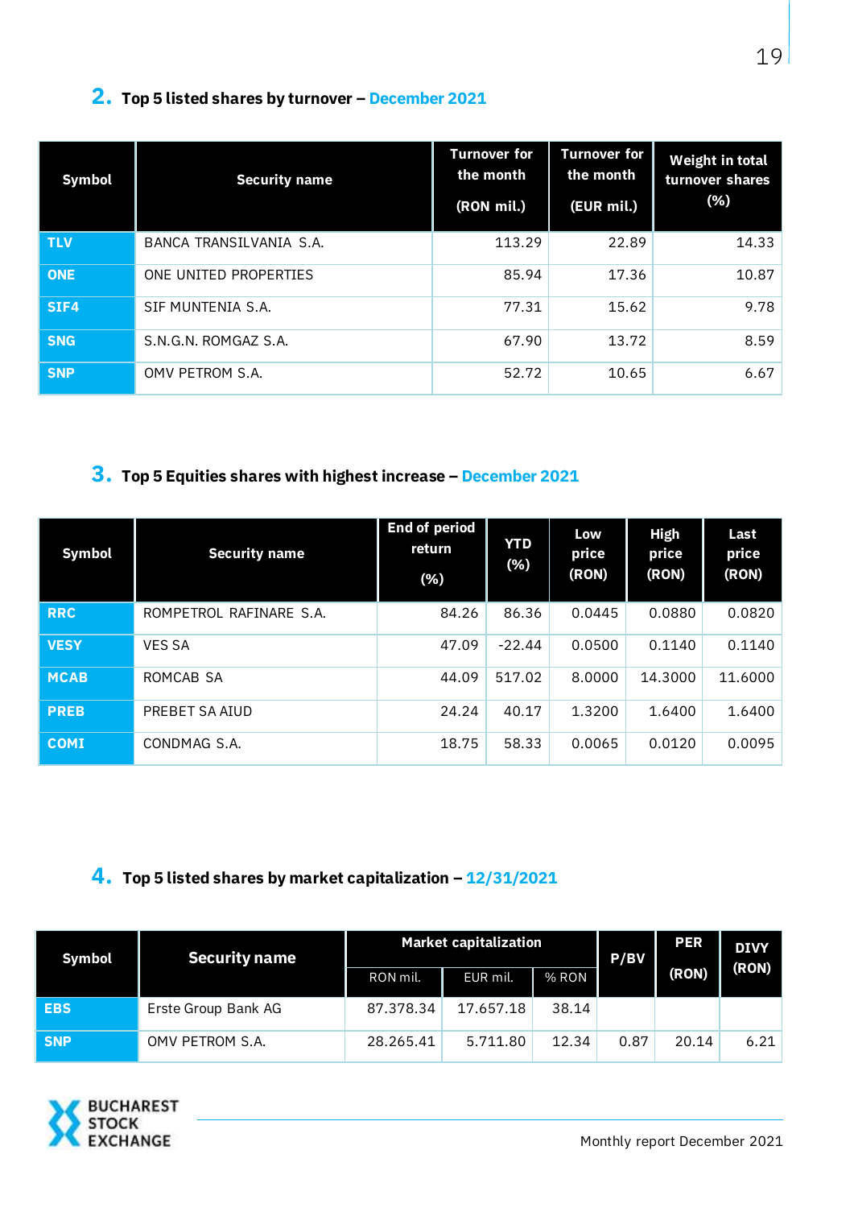## 2. Top 5 listed shares by turnover – December 2021

| Symbol | Security name | Turnover for the month (RON mil.) | Turnover for the month (EUR mil.) | Weight in total turnover shares (%) |
|---|---|---|---|---|
| TLV | BANCA TRANSILVANIA S.A. | 113.29 | 22.89 | 14.33 |
| ONE | ONE UNITED PROPERTIES | 85.94 | 17.36 | 10.87 |
| SIF4 | SIF MUNTENIA S.A. | 77.31 | 15.62 | 9.78 |
| SNG | S.N.G.N. ROMGAZ S.A. | 67.90 | 13.72 | 8.59 |
| SNP | OMV PETROM S.A. | 52.72 | 10.65 | 6.67 |

## 3. Top 5 Equities shares with highest increase – December 2021

| Symbol | Security name | End of period return (%) | YTD (%) | Low price (RON) | High price (RON) | Last price (RON) |
|---|---|---|---|---|---|---|
| RRC | ROMPETROL RAFINARE S.A. | 84.26 | 86.36 | 0.0445 | 0.0880 | 0.0820 |
| VESY | VES SA | 47.09 | -22.44 | 0.0500 | 0.1140 | 0.1140 |
| MCAB | ROMCAB SA | 44.09 | 517.02 | 8.0000 | 14.3000 | 11.6000 |
| PREB | PREBET SA AIUD | 24.24 | 40.17 | 1.3200 | 1.6400 | 1.6400 |
| COMI | CONDMAG S.A. | 18.75 | 58.33 | 0.0065 | 0.0120 | 0.0095 |

## 4. Top 5 listed shares by market capitalization – 12/31/2021

| Symbol | Security name | Market capitalization | | | P/BV | PER (RON) | DIVY (RON) |
|---|---|---|---|---|---|---|---|
| | | RON mil. | EUR mil. | % RON | | | |
| EBS | Erste Group Bank AG | 87.378.34 | 17.657.18 | 38.14 | | | |
| SNP | OMV PETROM S.A. | 28.265.41 | 5.711.80 | 12.34 | 0.87 | 20.14 | 6.21 |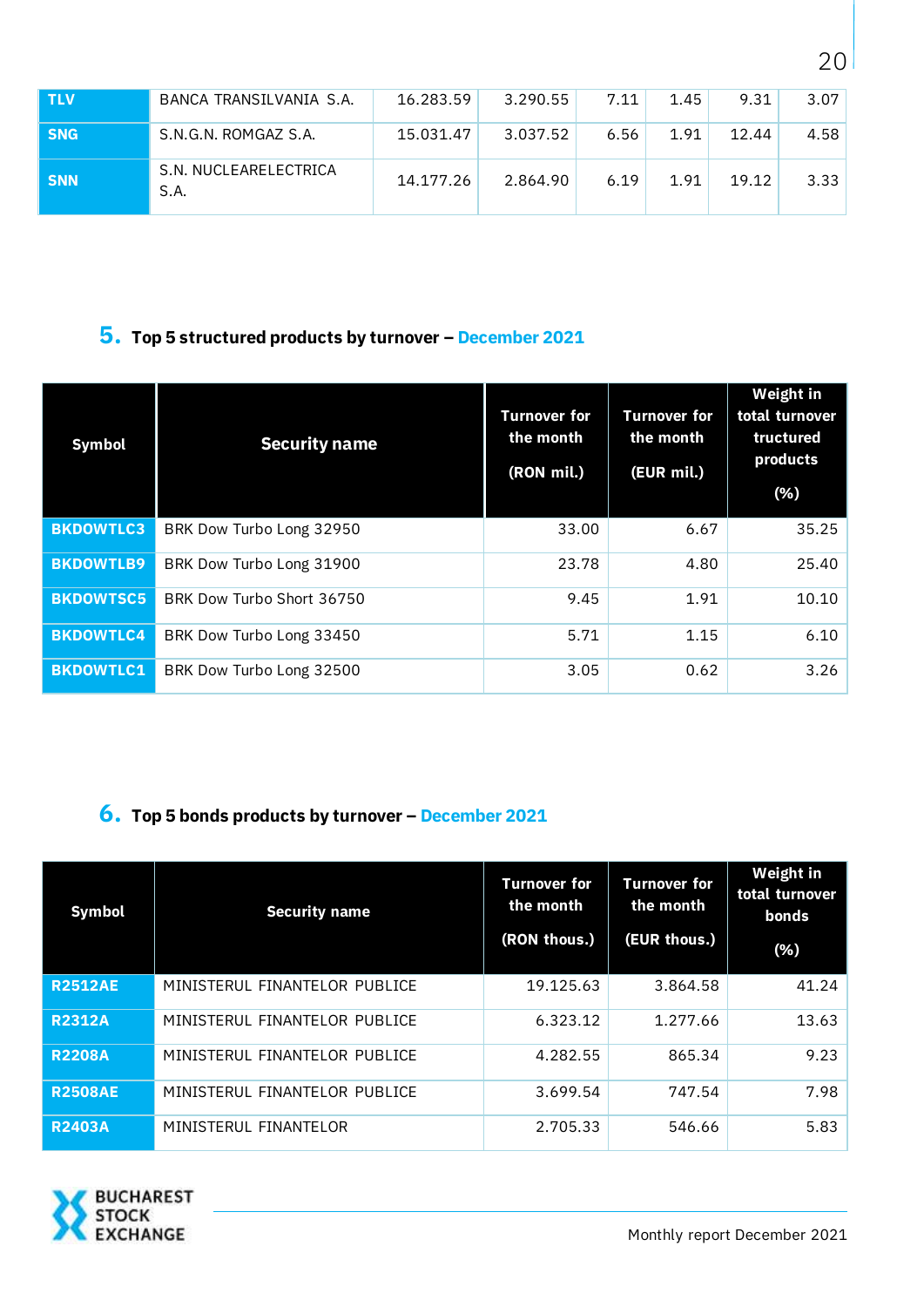| TLV | BANCA TRANSILVANIA S.A. | 16.283.59 | 3.290.55 | 7.11 | 1.45 | 9.31 | 3.07 |
|---|---|---|---|---|---|---|---|
| SNG | S.N.G.N. ROMGAZ S.A. | 15.031.47 | 3.037.52 | 6.56 | 1.91 | 12.44 | 4.58 |
| SNN | S.N. NUCLEARELECTRICA S.A. | 14.177.26 | 2.864.90 | 6.19 | 1.91 | 19.12 | 3.33 |

## 5. Top 5 structured products by turnover – December 2021

| Symbol | Security name | Turnover for the month (RON mil.) | Turnover for the month (EUR mil.) | Weight in total turnover tructured products (%) |
|---|---|---|---|---|
| BKDOWTLC3 | BRK Dow Turbo Long 32950 | 33.00 | 6.67 | 35.25 |
| BKDOWTLB9 | BRK Dow Turbo Long 31900 | 23.78 | 4.80 | 25.40 |
| BKDOWTSC5 | BRK Dow Turbo Short 36750 | 9.45 | 1.91 | 10.10 |
| BKDOWTLC4 | BRK Dow Turbo Long 33450 | 5.71 | 1.15 | 6.10 |
| BKDOWTLC1 | BRK Dow Turbo Long 32500 | 3.05 | 0.62 | 3.26 |

## 6. Top 5 bonds products by turnover – December 2021

| Symbol | Security name | Turnover for the month (RON thous.) | Turnover for the month (EUR thous.) | Weight in total turnover bonds (%) |
|---|---|---|---|---|
| R2512AE | MINISTERUL FINANTELOR PUBLICE | 19.125.63 | 3.864.58 | 41.24 |
| R2312A | MINISTERUL FINANTELOR PUBLICE | 6.323.12 | 1.277.66 | 13.63 |
| R2208A | MINISTERUL FINANTELOR PUBLICE | 4.282.55 | 865.34 | 9.23 |
| R2508AE | MINISTERUL FINANTELOR PUBLICE | 3.699.54 | 747.54 | 7.98 |
| R2403A | MINISTERUL FINANTELOR | 2.705.33 | 546.66 | 5.83 |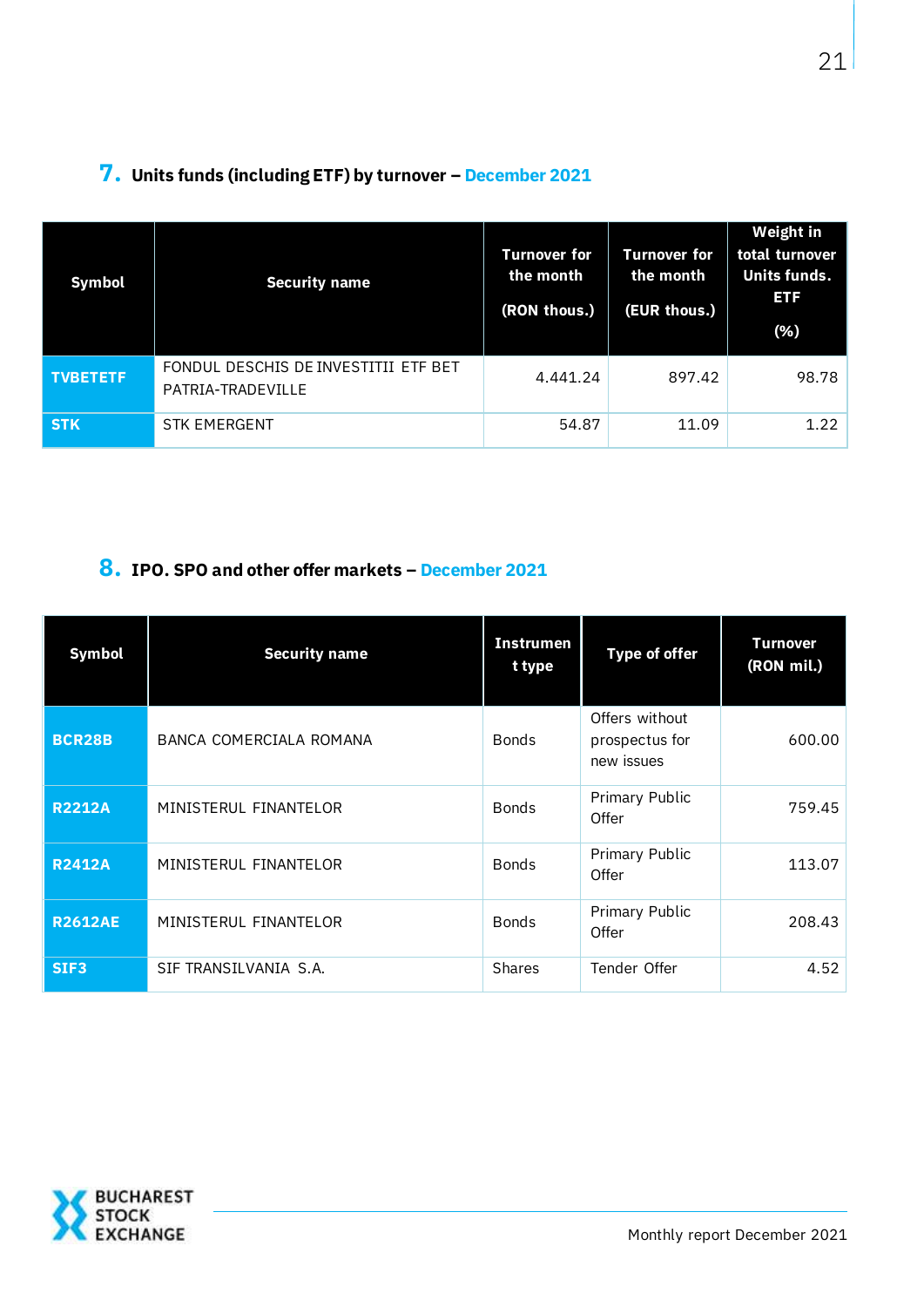## 7. Units funds (including ETF) by turnover – December 2021

| Symbol | Security name | Turnover for the month (RON thous.) | Turnover for the month (EUR thous.) | Weight in total turnover Units funds. ETF (%) |
|---|---|---|---|---|
| TVBETETF | FONDUL DESCHIS DE INVESTITII ETF BET PATRIA-TRADEVILLE | 4.441.24 | 897.42 | 98.78 |
| STK | STK EMERGENT | 54.87 | 11.09 | 1.22 |

## 8. IPO. SPO and other offer markets – December 2021

| Symbol | Security name | Instrument type | Type of offer | Turnover (RON mil.) |
|---|---|---|---|---|
| BCR28B | BANCA COMERCIALA ROMANA | Bonds | Offers without prospectus for new issues | 600.00 |
| R2212A | MINISTERUL FINANTELOR | Bonds | Primary Public Offer | 759.45 |
| R2412A | MINISTERUL FINANTELOR | Bonds | Primary Public Offer | 113.07 |
| R2612AE | MINISTERUL FINANTELOR | Bonds | Primary Public Offer | 208.43 |
| SIF3 | SIF TRANSILVANIA S.A. | Shares | Tender Offer | 4.52 |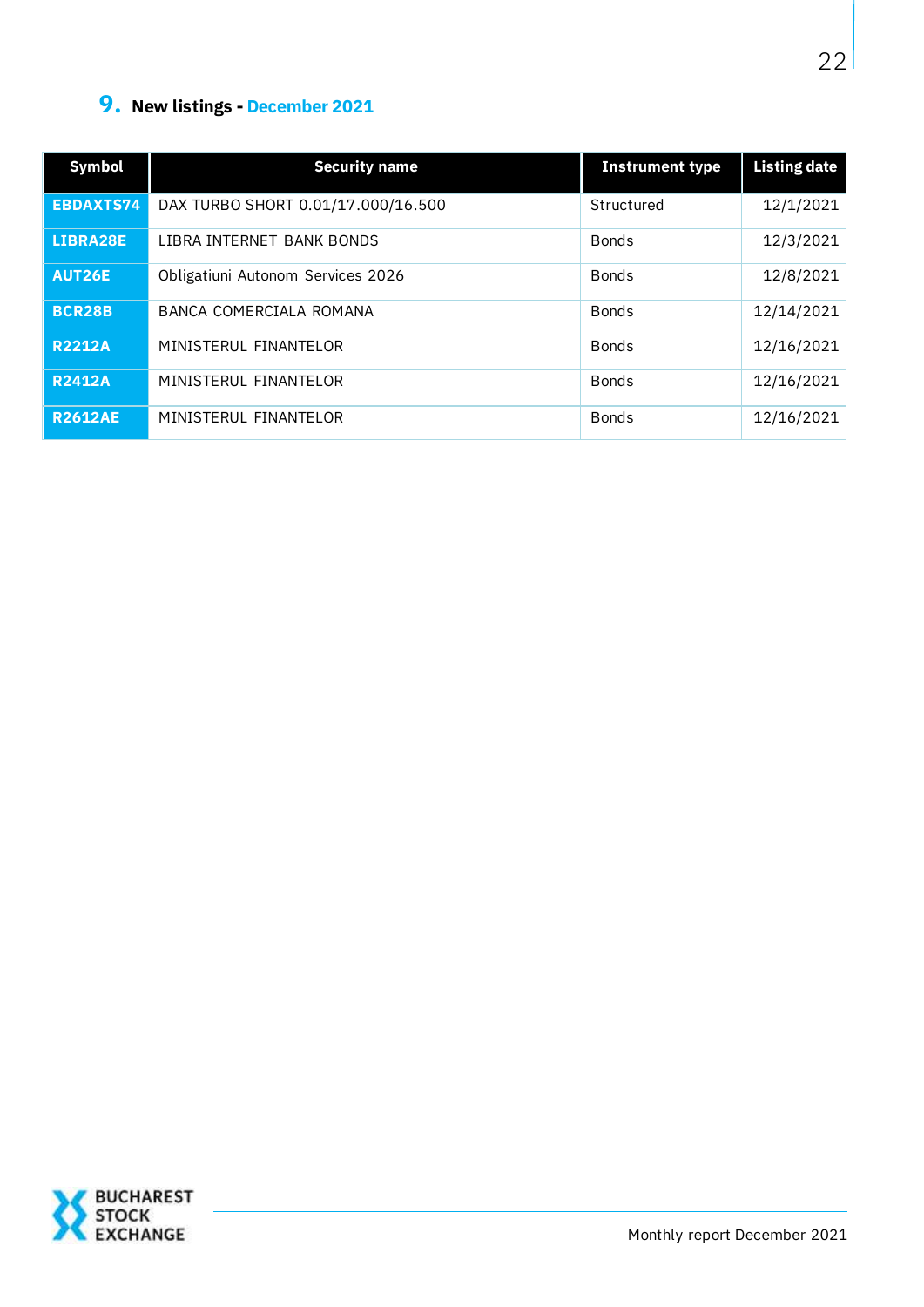## 9. New listings - December 2021

| Symbol | Security name | Instrument type | Listing date |
|---|---|---|---|
| EBDAXTS74 | DAX TURBO SHORT 0.01/17.000/16.500 | Structured | 12/1/2021 |
| LIBRA28E | LIBRA INTERNET BANK BONDS | Bonds | 12/3/2021 |
| AUT26E | Obligatiuni Autonom Services 2026 | Bonds | 12/8/2021 |
| BCR28B | BANCA COMERCIALA ROMANA | Bonds | 12/14/2021 |
| R2212A | MINISTERUL FINANTELOR | Bonds | 12/16/2021 |
| R2412A | MINISTERUL FINANTELOR | Bonds | 12/16/2021 |
| R2612AE | MINISTERUL FINANTELOR | Bonds | 12/16/2021 |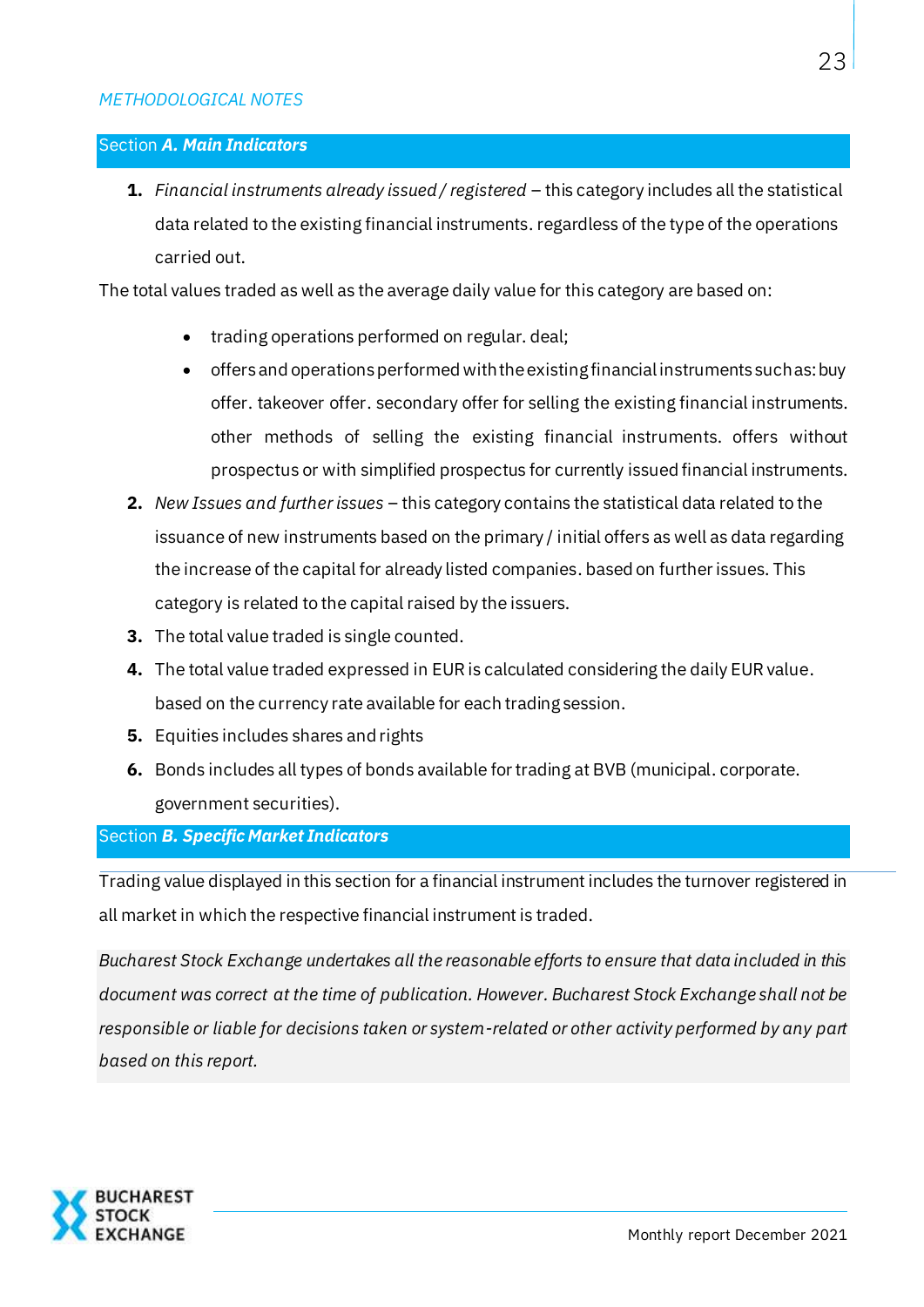*METHODOLOGICAL NOTES*

## Section ***A. Main Indicators***

1. *Financial instruments already issued / registered* – this category includes all the statistical data related to the existing financial instruments. regardless of the type of the operations carried out.

The total values traded as well as the average daily value for this category are based on:

- trading operations performed on regular. deal;
- offers and operations performed with the existing financial instruments such as: buy offer. takeover offer. secondary offer for selling the existing financial instruments. other methods of selling the existing financial instruments. offers without prospectus or with simplified prospectus for currently issued financial instruments.

2. *New Issues and further issues* – this category contains the statistical data related to the issuance of new instruments based on the primary / initial offers as well as data regarding the increase of the capital for already listed companies. based on further issues. This category is related to the capital raised by the issuers.
3. The total value traded is single counted.
4. The total value traded expressed in EUR is calculated considering the daily EUR value. based on the currency rate available for each trading session.
5. Equities includes shares and rights
6. Bonds includes all types of bonds available for trading at BVB (municipal. corporate. government securities).

## Section ***B. Specific Market Indicators***

Trading value displayed in this section for a financial instrument includes the turnover registered in all market in which the respective financial instrument is traded.

*Bucharest Stock Exchange undertakes all the reasonable efforts to ensure that data included in this document was correct at the time of publication. However. Bucharest Stock Exchange shall not be responsible or liable for decisions taken or system-related or other activity performed by any part based on this report.*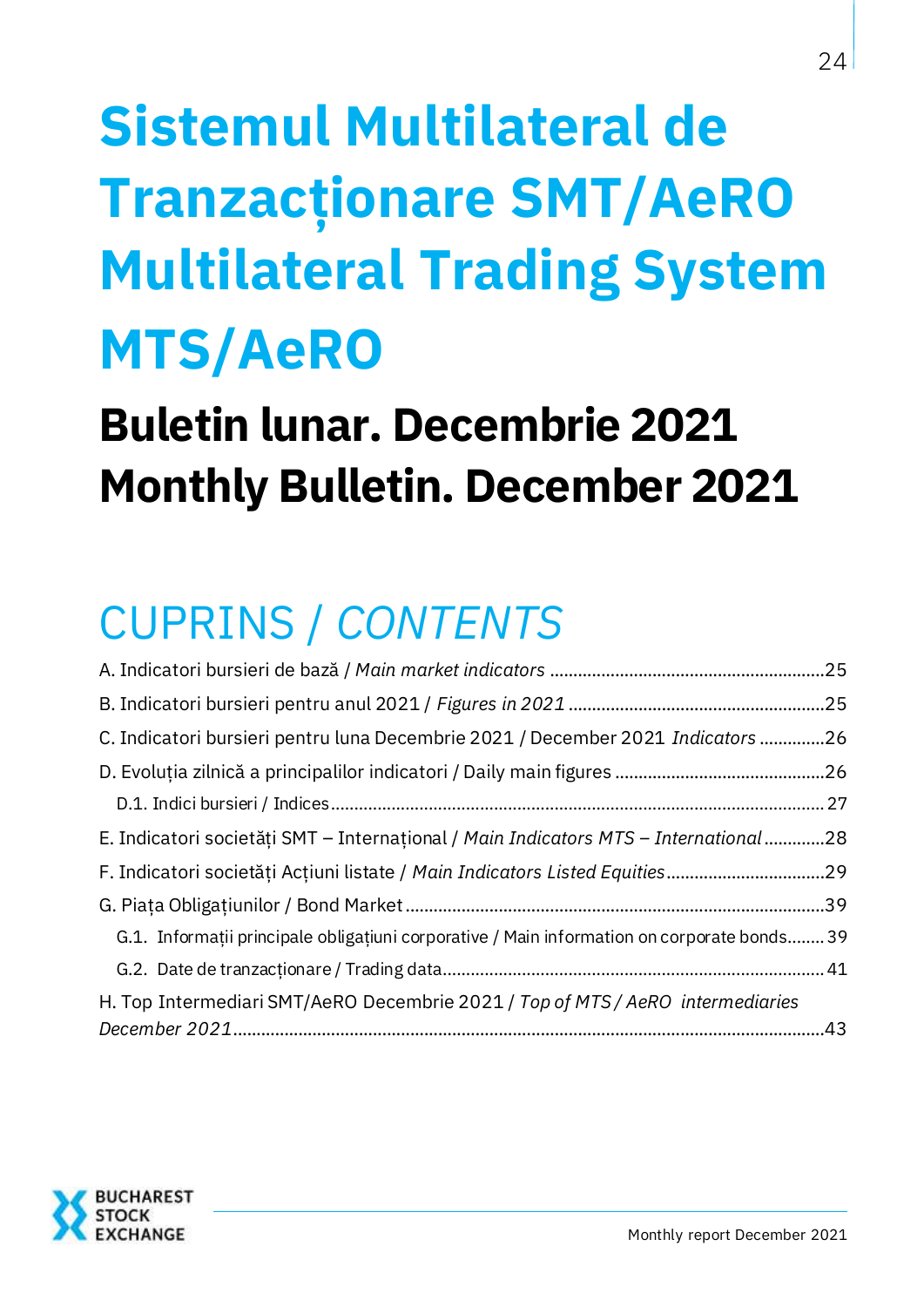# Sistemul Multilateral de Tranzacționare SMT/AeRO Multilateral Trading System MTS/AeRO

## Buletin lunar. Decembrie 2021
## Monthly Bulletin. December 2021

## CUPRINS / *CONTENTS*

A. Indicatori bursieri de bază / *Main market indicators* ....................................................... 25

B. Indicatori bursieri pentru anul 2021 / *Figures in 2021* ....................................................... 25

C. Indicatori bursieri pentru luna Decembrie 2021 / December 2021 *Indicators* .............. 26

D. Evoluția zilnică a principalilor indicatori / Daily main figures ............................................ 26

- D.1. Indici bursieri / Indices ....................................................................................... 27

E. Indicatori societăți SMT – Internațional / *Main Indicators MTS – International* ............. 28

F. Indicatori societăți Acțiuni listate / *Main Indicators Listed Equities* ................................. 29

G. Piața Obligațiunilor / Bond Market ........................................................................ 39

- G.1. Informații principale obligațiuni corporative / Main information on corporate bonds........ 39
- G.2. Date de tranzacționare / Trading data ................................................................. 41

H. Top Intermediari SMT/AeRO Decembrie 2021 / *Top of MTS / AeRO intermediaries December 2021* ........................................................................................................ 43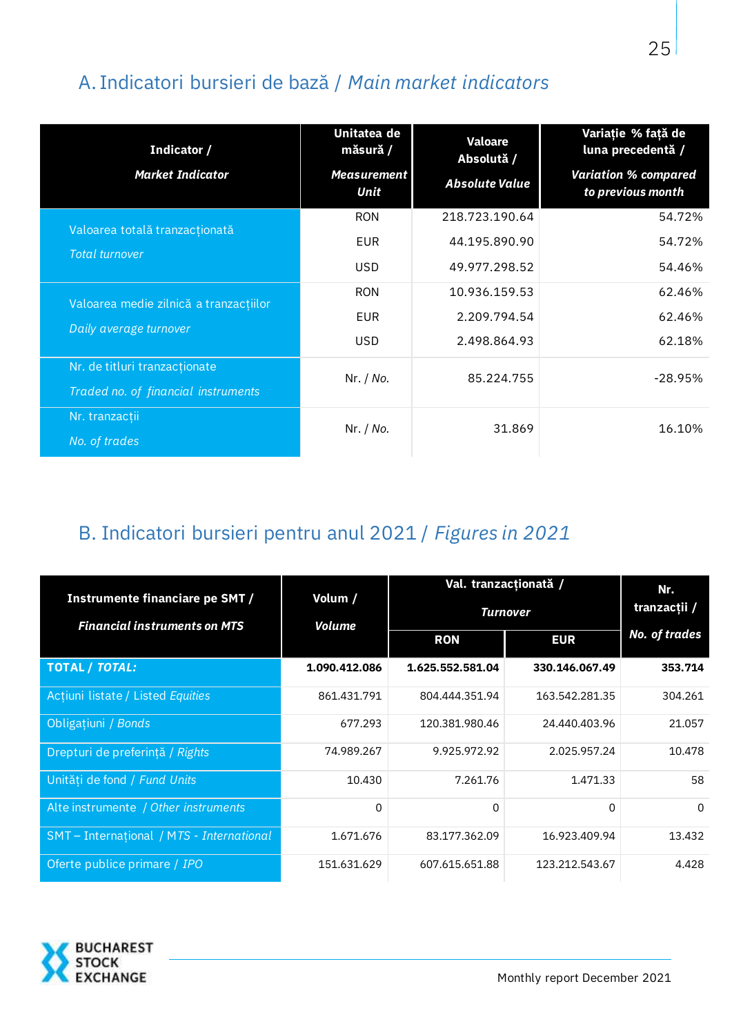## A. Indicatori bursieri de bază / *Main market indicators*

| **Indicator /** *Market Indicator* | **Unitatea de măsură /** *Measurement Unit* | **Valoare Absolută /** *Absolute Value* | **Variație % față de luna precedentă /** *Variation % compared to previous month* |
|---|---|---|---|
| Valoarea totală tranzacționată *Total turnover* | RON | 218.723.190.64 | 54.72% |
| | EUR | 44.195.890.90 | 54.72% |
| | USD | 49.977.298.52 | 54.46% |
| Valoarea medie zilnică a tranzacțiilor *Daily average turnover* | RON | 10.936.159.53 | 62.46% |
| | EUR | 2.209.794.54 | 62.46% |
| | USD | 2.498.864.93 | 62.18% |
| Nr. de titluri tranzacționate *Traded no. of financial instruments* | Nr. / *No.* | 85.224.755 | -28.95% |
| Nr. tranzacții *No. of trades* | Nr. / *No.* | 31.869 | 16.10% |

## B. Indicatori bursieri pentru anul 2021 / *Figures in 2021*

| **Instrumente financiare pe SMT /** *Financial instruments on MTS* | **Volum /** *Volume* | **Val. tranzacționată /** *Turnover* | | **Nr. tranzacții /** *No. of trades* |
|---|---|---|---|---|
| | | **RON** | **EUR** | |
| **TOTAL / *TOTAL:*** | **1.090.412.086** | **1.625.552.581.04** | **330.146.067.49** | **353.714** |
| Acțiuni listate / Listed *Equities* | 861.431.791 | 804.444.351.94 | 163.542.281.35 | 304.261 |
| Obligațiuni / *Bonds* | 677.293 | 120.381.980.46 | 24.440.403.96 | 21.057 |
| Drepturi de preferință / *Rights* | 74.989.267 | 9.925.972.92 | 2.025.957.24 | 10.478 |
| Unități de fond / *Fund Units* | 10.430 | 7.261.76 | 1.471.33 | 58 |
| Alte instrumente / *Other instruments* | 0 | 0 | 0 | 0 |
| SMT – Internațional / *MTS - International* | 1.671.676 | 83.177.362.09 | 16.923.409.94 | 13.432 |
| Oferte publice primare / *IPO* | 151.631.629 | 607.615.651.88 | 123.212.543.67 | 4.428 |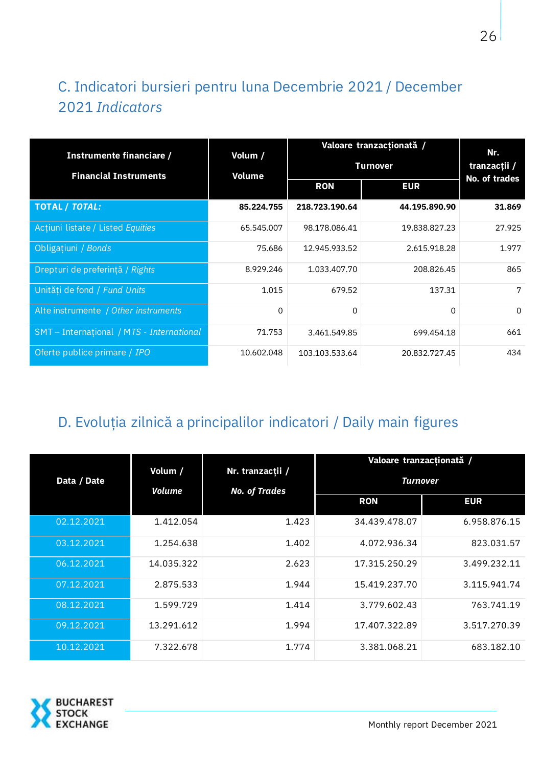## C. Indicatori bursieri pentru luna Decembrie 2021 / December 2021 *Indicators*

| Instrumente financiare / Financial Instruments | Volum / Volume | Valoare tranzacționată / Turnover | | Nr. tranzacții / No. of trades |
|---|---|---|---|---|
| | | RON | EUR | |
| **TOTAL / *TOTAL:*** | **85.224.755** | **218.723.190.64** | **44.195.890.90** | **31.869** |
| Acțiuni listate / *Listed Equities* | 65.545.007 | 98.178.086.41 | 19.838.827.23 | 27.925 |
| Obligațiuni / *Bonds* | 75.686 | 12.945.933.52 | 2.615.918.28 | 1.977 |
| Drepturi de preferință / *Rights* | 8.929.246 | 1.033.407.70 | 208.826.45 | 865 |
| Unități de fond / *Fund Units* | 1.015 | 679.52 | 137.31 | 7 |
| Alte instrumente / *Other instruments* | 0 | 0 | 0 | 0 |
| SMT – Internațional / *MTS - International* | 71.753 | 3.461.549.85 | 699.454.18 | 661 |
| Oferte publice primare / *IPO* | 10.602.048 | 103.103.533.64 | 20.832.727.45 | 434 |

## D. Evoluția zilnică a principalilor indicatori / Daily main figures

| Data / Date | Volum / *Volume* | Nr. tranzacții / *No. of Trades* | Valoare tranzacționată / *Turnover* | |
|---|---|---|---|---|
| | | | RON | EUR |
| 02.12.2021 | 1.412.054 | 1.423 | 34.439.478.07 | 6.958.876.15 |
| 03.12.2021 | 1.254.638 | 1.402 | 4.072.936.34 | 823.031.57 |
| 06.12.2021 | 14.035.322 | 2.623 | 17.315.250.29 | 3.499.232.11 |
| 07.12.2021 | 2.875.533 | 1.944 | 15.419.237.70 | 3.115.941.74 |
| 08.12.2021 | 1.599.729 | 1.414 | 3.779.602.43 | 763.741.19 |
| 09.12.2021 | 13.291.612 | 1.994 | 17.407.322.89 | 3.517.270.39 |
| 10.12.2021 | 7.322.678 | 1.774 | 3.381.068.21 | 683.182.10 |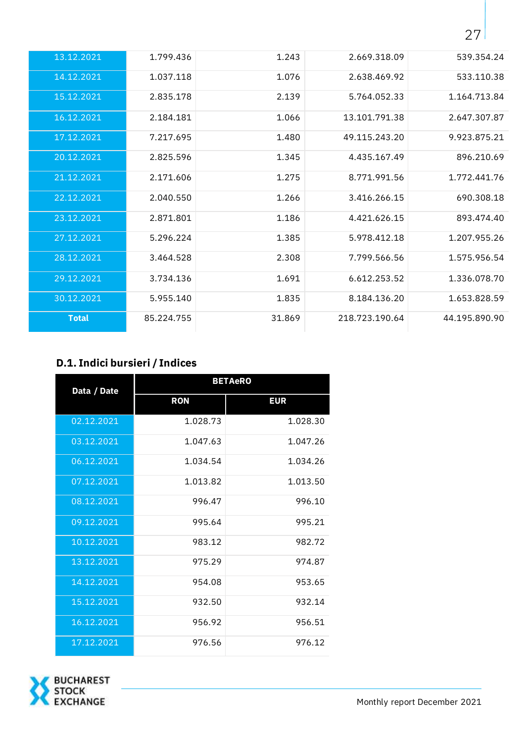| | | | | |
|---|---|---|---|---|
| 13.12.2021 | 1.799.436 | 1.243 | 2.669.318.09 | 539.354.24 |
| 14.12.2021 | 1.037.118 | 1.076 | 2.638.469.92 | 533.110.38 |
| 15.12.2021 | 2.835.178 | 2.139 | 5.764.052.33 | 1.164.713.84 |
| 16.12.2021 | 2.184.181 | 1.066 | 13.101.791.38 | 2.647.307.87 |
| 17.12.2021 | 7.217.695 | 1.480 | 49.115.243.20 | 9.923.875.21 |
| 20.12.2021 | 2.825.596 | 1.345 | 4.435.167.49 | 896.210.69 |
| 21.12.2021 | 2.171.606 | 1.275 | 8.771.991.56 | 1.772.441.76 |
| 22.12.2021 | 2.040.550 | 1.266 | 3.416.266.15 | 690.308.18 |
| 23.12.2021 | 2.871.801 | 1.186 | 4.421.626.15 | 893.474.40 |
| 27.12.2021 | 5.296.224 | 1.385 | 5.978.412.18 | 1.207.955.26 |
| 28.12.2021 | 3.464.528 | 2.308 | 7.799.566.56 | 1.575.956.54 |
| 29.12.2021 | 3.734.136 | 1.691 | 6.612.253.52 | 1.336.078.70 |
| 30.12.2021 | 5.955.140 | 1.835 | 8.184.136.20 | 1.653.828.59 |
| **Total** | 85.224.755 | 31.869 | 218.723.190.64 | 44.195.890.90 |

## D.1. Indici bursieri / Indices

| Data / Date | BETAeRO | |
|---|---|---|
| | RON | EUR |
| 02.12.2021 | 1.028.73 | 1.028.30 |
| 03.12.2021 | 1.047.63 | 1.047.26 |
| 06.12.2021 | 1.034.54 | 1.034.26 |
| 07.12.2021 | 1.013.82 | 1.013.50 |
| 08.12.2021 | 996.47 | 996.10 |
| 09.12.2021 | 995.64 | 995.21 |
| 10.12.2021 | 983.12 | 982.72 |
| 13.12.2021 | 975.29 | 974.87 |
| 14.12.2021 | 954.08 | 953.65 |
| 15.12.2021 | 932.50 | 932.14 |
| 16.12.2021 | 956.92 | 956.51 |
| 17.12.2021 | 976.56 | 976.12 |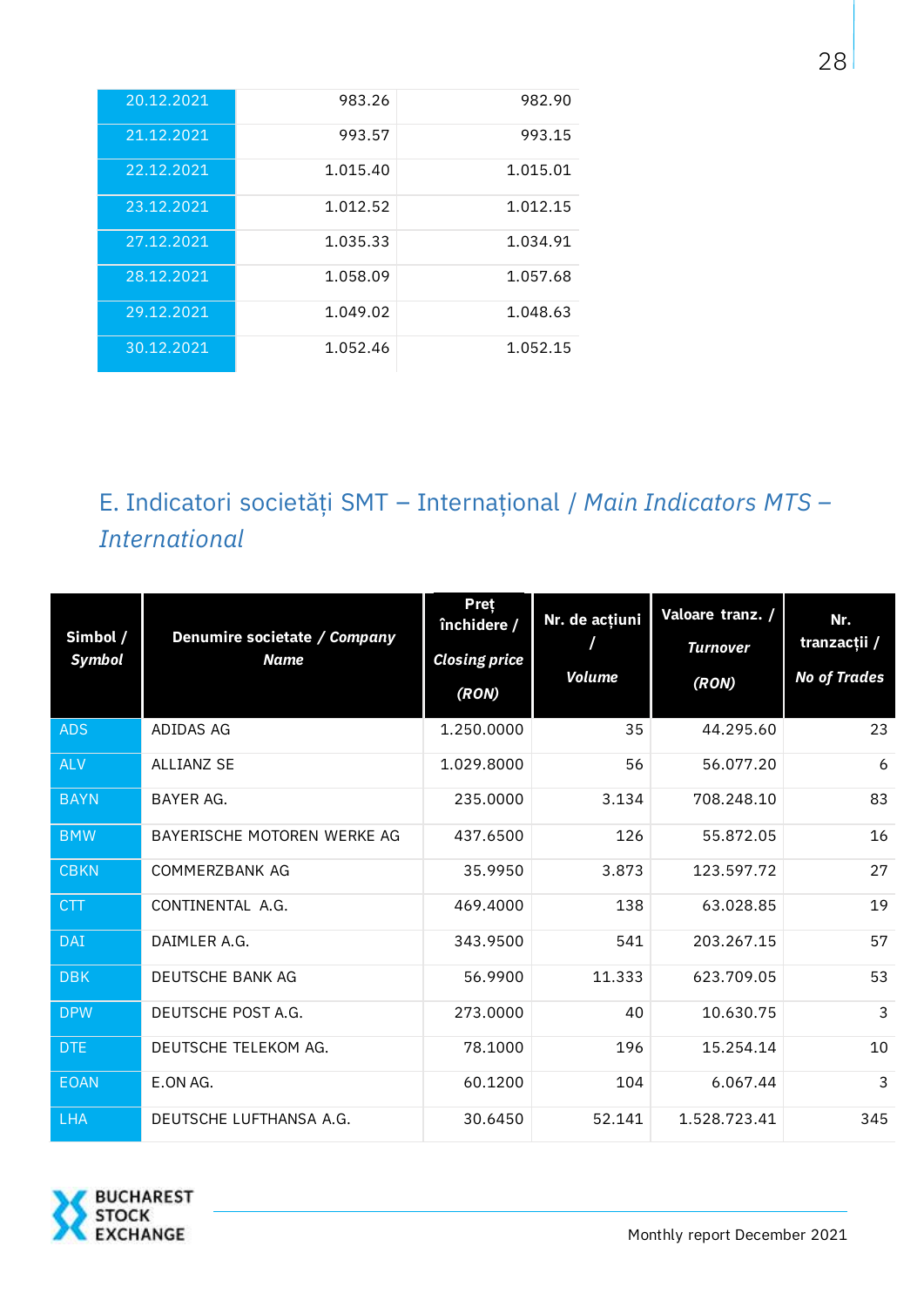| | | |
|---|---|---|
| 20.12.2021 | 983.26 | 982.90 |
| 21.12.2021 | 993.57 | 993.15 |
| 22.12.2021 | 1.015.40 | 1.015.01 |
| 23.12.2021 | 1.012.52 | 1.012.15 |
| 27.12.2021 | 1.035.33 | 1.034.91 |
| 28.12.2021 | 1.058.09 | 1.057.68 |
| 29.12.2021 | 1.049.02 | 1.048.63 |
| 30.12.2021 | 1.052.46 | 1.052.15 |

## E. Indicatori societăți SMT – Internațional / *Main Indicators MTS – International*

| Simbol / *Symbol* | Denumire societate / *Company Name* | Preț închidere / *Closing price (RON)* | Nr. de acțiuni / *Volume* | Valoare tranz. / *Turnover (RON)* | Nr. tranzacții / *No of Trades* |
|---|---|---|---|---|---|
| ADS | ADIDAS AG | 1.250.0000 | 35 | 44.295.60 | 23 |
| ALV | ALLIANZ SE | 1.029.8000 | 56 | 56.077.20 | 6 |
| BAYN | BAYER AG. | 235.0000 | 3.134 | 708.248.10 | 83 |
| BMW | BAYERISCHE MOTOREN WERKE AG | 437.6500 | 126 | 55.872.05 | 16 |
| CBKN | COMMERZBANK AG | 35.9950 | 3.873 | 123.597.72 | 27 |
| CTT | CONTINENTAL A.G. | 469.4000 | 138 | 63.028.85 | 19 |
| DAI | DAIMLER A.G. | 343.9500 | 541 | 203.267.15 | 57 |
| DBK | DEUTSCHE BANK AG | 56.9900 | 11.333 | 623.709.05 | 53 |
| DPW | DEUTSCHE POST A.G. | 273.0000 | 40 | 10.630.75 | 3 |
| DTE | DEUTSCHE TELEKOM AG. | 78.1000 | 196 | 15.254.14 | 10 |
| EOAN | E.ON AG. | 60.1200 | 104 | 6.067.44 | 3 |
| LHA | DEUTSCHE LUFTHANSA A.G. | 30.6450 | 52.141 | 1.528.723.41 | 345 |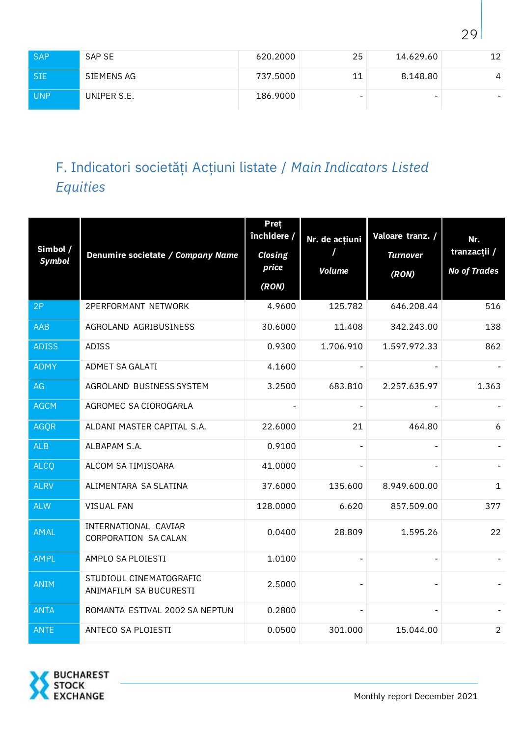| | | | | | |
|---|---|---|---|---|---|
| SAP | SAP SE | 620.2000 | 25 | 14.629.60 | 12 |
| SIE | SIEMENS AG | 737.5000 | 11 | 8.148.80 | 4 |
| UNP | UNIPER S.E. | 186.9000 | - | - | - |

## F. Indicatori societăți Acțiuni listate / *Main Indicators Listed Equities*

| Simbol / *Symbol* | Denumire societate / *Company Name* | Preț închidere / *Closing price* *(RON)* | Nr. de acțiuni / *Volume* | Valoare tranz. / *Turnover* *(RON)* | Nr. tranzacții / *No of Trades* |
|---|---|---|---|---|---|
| 2P | 2PERFORMANT NETWORK | 4.9600 | 125.782 | 646.208.44 | 516 |
| AAB | AGROLAND AGRIBUSINESS | 30.6000 | 11.408 | 342.243.00 | 138 |
| ADISS | ADISS | 0.9300 | 1.706.910 | 1.597.972.33 | 862 |
| ADMY | ADMET SA GALATI | 4.1600 | - | - | - |
| AG | AGROLAND BUSINESS SYSTEM | 3.2500 | 683.810 | 2.257.635.97 | 1.363 |
| AGCM | AGROMEC SA CIOROGARLA | - | - | - | - |
| AGQR | ALDANI MASTER CAPITAL S.A. | 22.6000 | 21 | 464.80 | 6 |
| ALB | ALBAPAM S.A. | 0.9100 | - | - | - |
| ALCQ | ALCOM SA TIMISOARA | 41.0000 | - | - | - |
| ALRV | ALIMENTARA SA SLATINA | 37.6000 | 135.600 | 8.949.600.00 | 1 |
| ALW | VISUAL FAN | 128.0000 | 6.620 | 857.509.00 | 377 |
| AMAL | INTERNATIONAL CAVIAR CORPORATION SA CALAN | 0.0400 | 28.809 | 1.595.26 | 22 |
| AMPL | AMPLO SA PLOIESTI | 1.0100 | - | - | - |
| ANIM | STUDIOUL CINEMATOGRAFIC ANIMAFILM SA BUCURESTI | 2.5000 | - | - | - |
| ANTA | ROMANTA ESTIVAL 2002 SA NEPTUN | 0.2800 | - | - | - |
| ANTE | ANTECO SA PLOIESTI | 0.0500 | 301.000 | 15.044.00 | 2 |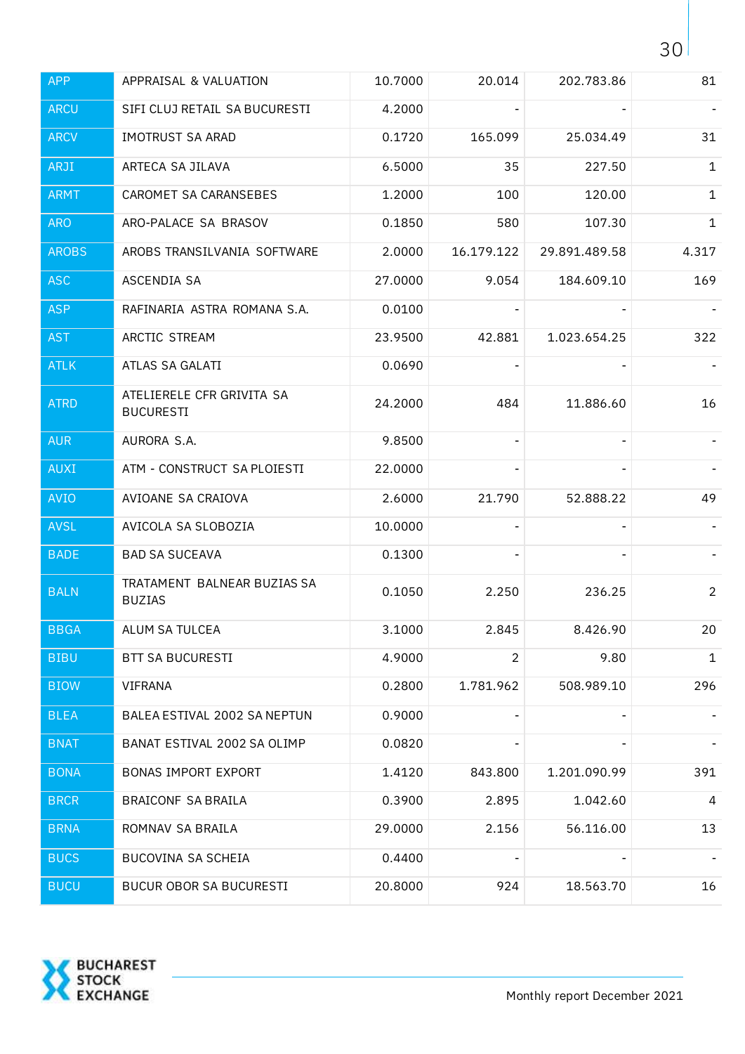| | | | | | |
|---|---|---|---|---|---|
| APP | APPRAISAL & VALUATION | 10.7000 | 20.014 | 202.783.86 | 81 |
| ARCU | SIFI CLUJ RETAIL SA BUCURESTI | 4.2000 | - | - | - |
| ARCV | IMOTRUST SA ARAD | 0.1720 | 165.099 | 25.034.49 | 31 |
| ARJI | ARTECA SA JILAVA | 6.5000 | 35 | 227.50 | 1 |
| ARMT | CAROMET SA CARANSEBES | 1.2000 | 100 | 120.00 | 1 |
| ARO | ARO-PALACE SA BRASOV | 0.1850 | 580 | 107.30 | 1 |
| AROBS | AROBS TRANSILVANIA SOFTWARE | 2.0000 | 16.179.122 | 29.891.489.58 | 4.317 |
| ASC | ASCENDIA SA | 27.0000 | 9.054 | 184.609.10 | 169 |
| ASP | RAFINARIA ASTRA ROMANA S.A. | 0.0100 | - | - | - |
| AST | ARCTIC STREAM | 23.9500 | 42.881 | 1.023.654.25 | 322 |
| ATLK | ATLAS SA GALATI | 0.0690 | - | - | - |
| ATRD | ATELIERELE CFR GRIVITA SA BUCURESTI | 24.2000 | 484 | 11.886.60 | 16 |
| AUR | AURORA S.A. | 9.8500 | - | - | - |
| AUXI | ATM - CONSTRUCT SA PLOIESTI | 22.0000 | - | - | - |
| AVIO | AVIOANE SA CRAIOVA | 2.6000 | 21.790 | 52.888.22 | 49 |
| AVSL | AVICOLA SA SLOBOZIA | 10.0000 | - | - | - |
| BADE | BAD SA SUCEAVA | 0.1300 | - | - | - |
| BALN | TRATAMENT BALNEAR BUZIAS SA BUZIAS | 0.1050 | 2.250 | 236.25 | 2 |
| BBGA | ALUM SA TULCEA | 3.1000 | 2.845 | 8.426.90 | 20 |
| BIBU | BTT SA BUCURESTI | 4.9000 | 2 | 9.80 | 1 |
| BIOW | VIFRANA | 0.2800 | 1.781.962 | 508.989.10 | 296 |
| BLEA | BALEA ESTIVAL 2002 SA NEPTUN | 0.9000 | - | - | - |
| BNAT | BANAT ESTIVAL 2002 SA OLIMP | 0.0820 | - | - | - |
| BONA | BONAS IMPORT EXPORT | 1.4120 | 843.800 | 1.201.090.99 | 391 |
| BRCR | BRAICONF SA BRAILA | 0.3900 | 2.895 | 1.042.60 | 4 |
| BRNA | ROMNAV SA BRAILA | 29.0000 | 2.156 | 56.116.00 | 13 |
| BUCS | BUCOVINA SA SCHEIA | 0.4400 | - | - | - |
| BUCU | BUCUR OBOR SA BUCURESTI | 20.8000 | 924 | 18.563.70 | 16 |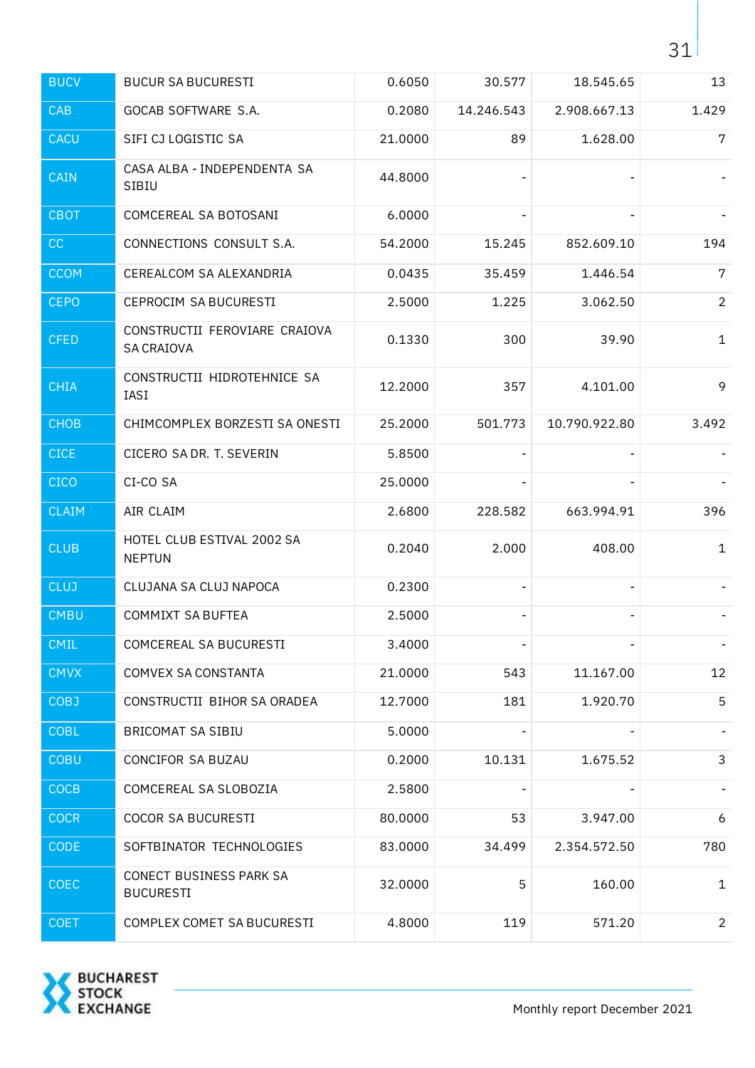| BUCV | BUCUR SA BUCURESTI | 0.6050 | 30.577 | 18.545.65 | 13 |
|---|---|---|---|---|---|
| CAB | GOCAB SOFTWARE S.A. | 0.2080 | 14.246.543 | 2.908.667.13 | 1.429 |
| CACU | SIFI CJ LOGISTIC SA | 21.0000 | 89 | 1.628.00 | 7 |
| CAIN | CASA ALBA - INDEPENDENTA SA SIBIU | 44.8000 | - | - | - |
| CBOT | COMCEREAL SA BOTOSANI | 6.0000 | - | - | - |
| CC | CONNECTIONS CONSULT S.A. | 54.2000 | 15.245 | 852.609.10 | 194 |
| CCOM | CEREALCOM SA ALEXANDRIA | 0.0435 | 35.459 | 1.446.54 | 7 |
| CEPO | CEPROCIM SA BUCURESTI | 2.5000 | 1.225 | 3.062.50 | 2 |
| CFED | CONSTRUCTII FEROVIARE CRAIOVA SA CRAIOVA | 0.1330 | 300 | 39.90 | 1 |
| CHIA | CONSTRUCTII HIDROTEHNICE SA IASI | 12.2000 | 357 | 4.101.00 | 9 |
| CHOB | CHIMCOMPLEX BORZESTI SA ONESTI | 25.2000 | 501.773 | 10.790.922.80 | 3.492 |
| CICE | CICERO SA DR. T. SEVERIN | 5.8500 | - | - | - |
| CICO | CI-CO SA | 25.0000 | - | - | - |
| CLAIM | AIR CLAIM | 2.6800 | 228.582 | 663.994.91 | 396 |
| CLUB | HOTEL CLUB ESTIVAL 2002 SA NEPTUN | 0.2040 | 2.000 | 408.00 | 1 |
| CLUJ | CLUJANA SA CLUJ NAPOCA | 0.2300 | - | - | - |
| CMBU | COMMIXT SA BUFTEA | 2.5000 | - | - | - |
| CMIL | COMCEREAL SA BUCURESTI | 3.4000 | - | - | - |
| CMVX | COMVEX SA CONSTANTA | 21.0000 | 543 | 11.167.00 | 12 |
| COBJ | CONSTRUCTII BIHOR SA ORADEA | 12.7000 | 181 | 1.920.70 | 5 |
| COBL | BRICOMAT SA SIBIU | 5.0000 | - | - | - |
| COBU | CONCIFOR SA BUZAU | 0.2000 | 10.131 | 1.675.52 | 3 |
| COCB | COMCEREAL SA SLOBOZIA | 2.5800 | - | - | - |
| COCR | COCOR SA BUCURESTI | 80.0000 | 53 | 3.947.00 | 6 |
| CODE | SOFTBINATOR TECHNOLOGIES | 83.0000 | 34.499 | 2.354.572.50 | 780 |
| COEC | CONECT BUSINESS PARK SA BUCURESTI | 32.0000 | 5 | 160.00 | 1 |
| COET | COMPLEX COMET SA BUCURESTI | 4.8000 | 119 | 571.20 | 2 |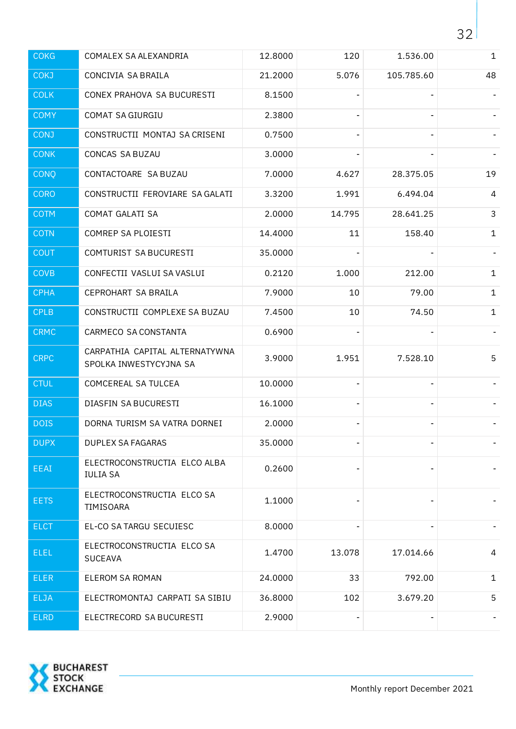| | | | | | |
|---|---|---|---|---|---|
| COKG | COMALEX SA ALEXANDRIA | 12.8000 | 120 | 1.536.00 | 1 |
| COKJ | CONCIVIA SA BRAILA | 21.2000 | 5.076 | 105.785.60 | 48 |
| COLK | CONEX PRAHOVA SA BUCURESTI | 8.1500 | - | - | - |
| COMY | COMAT SA GIURGIU | 2.3800 | - | - | - |
| CONJ | CONSTRUCTII MONTAJ SA CRISENI | 0.7500 | - | - | - |
| CONK | CONCAS SA BUZAU | 3.0000 | - | - | - |
| CONQ | CONTACTOARE SA BUZAU | 7.0000 | 4.627 | 28.375.05 | 19 |
| CORO | CONSTRUCTII FEROVIARE SA GALATI | 3.3200 | 1.991 | 6.494.04 | 4 |
| COTM | COMAT GALATI SA | 2.0000 | 14.795 | 28.641.25 | 3 |
| COTN | COMREP SA PLOIESTI | 14.4000 | 11 | 158.40 | 1 |
| COUT | COMTURIST SA BUCURESTI | 35.0000 | - | - | - |
| COVB | CONFECTII VASLUI SA VASLUI | 0.2120 | 1.000 | 212.00 | 1 |
| CPHA | CEPROHART SA BRAILA | 7.9000 | 10 | 79.00 | 1 |
| CPLB | CONSTRUCTII COMPLEXE SA BUZAU | 7.4500 | 10 | 74.50 | 1 |
| CRMC | CARMECO SA CONSTANTA | 0.6900 | - | - | - |
| CRPC | CARPATHIA CAPITAL ALTERNATYWNA SPOLKA INWESTYCYJNA SA | 3.9000 | 1.951 | 7.528.10 | 5 |
| CTUL | COMCEREAL SA TULCEA | 10.0000 | - | - | - |
| DIAS | DIASFIN SA BUCURESTI | 16.1000 | - | - | - |
| DOIS | DORNA TURISM SA VATRA DORNEI | 2.0000 | - | - | - |
| DUPX | DUPLEX SA FAGARAS | 35.0000 | - | - | - |
| EEAI | ELECTROCONSTRUCTIA ELCO ALBA IULIA SA | 0.2600 | - | - | - |
| EETS | ELECTROCONSTRUCTIA ELCO SA TIMISOARA | 1.1000 | - | - | - |
| ELCT | EL-CO SA TARGU SECUIESC | 8.0000 | - | - | - |
| ELEL | ELECTROCONSTRUCTIA ELCO SA SUCEAVA | 1.4700 | 13.078 | 17.014.66 | 4 |
| ELER | ELEROM SA ROMAN | 24.0000 | 33 | 792.00 | 1 |
| ELJA | ELECTROMONTAJ CARPATI SA SIBIU | 36.8000 | 102 | 3.679.20 | 5 |
| ELRD | ELECTRECORD SA BUCURESTI | 2.9000 | - | - | - |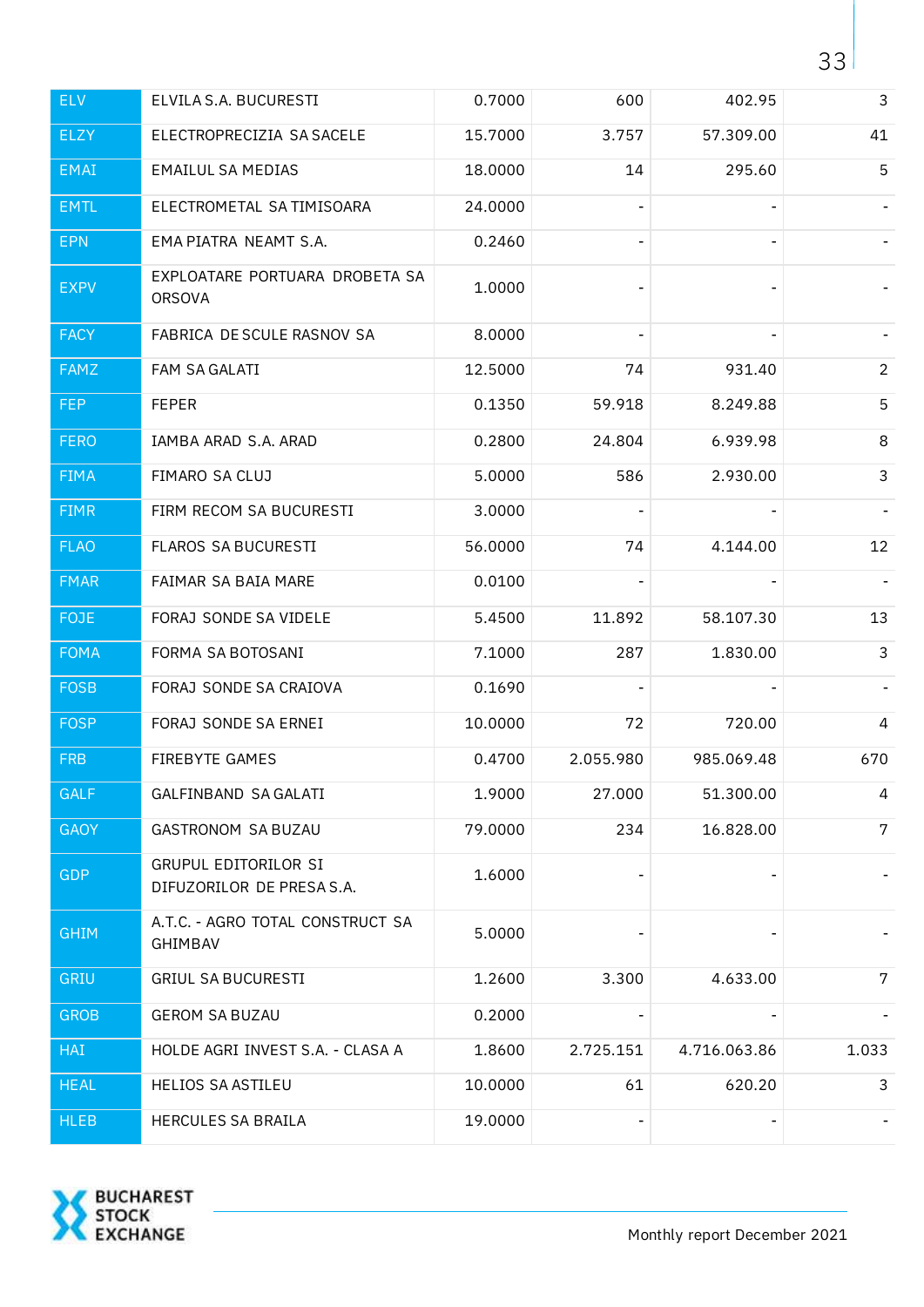| | | | | | |
|---|---|---|---|---|---|
| ELV | ELVILA S.A. BUCURESTI | 0.7000 | 600 | 402.95 | 3 |
| ELZY | ELECTROPRECIZIA SA SACELE | 15.7000 | 3.757 | 57.309.00 | 41 |
| EMAI | EMAILUL SA MEDIAS | 18.0000 | 14 | 295.60 | 5 |
| EMTL | ELECTROMETAL SA TIMISOARA | 24.0000 | - | - | - |
| EPN | EMA PIATRA NEAMT S.A. | 0.2460 | - | - | - |
| EXPV | EXPLOATARE PORTUARA DROBETA SA ORSOVA | 1.0000 | - | - | - |
| FACY | FABRICA DE SCULE RASNOV SA | 8.0000 | - | - | - |
| FAMZ | FAM SA GALATI | 12.5000 | 74 | 931.40 | 2 |
| FEP | FEPER | 0.1350 | 59.918 | 8.249.88 | 5 |
| FERO | IAMBA ARAD S.A. ARAD | 0.2800 | 24.804 | 6.939.98 | 8 |
| FIMA | FIMARO SA CLUJ | 5.0000 | 586 | 2.930.00 | 3 |
| FIMR | FIRM RECOM SA BUCURESTI | 3.0000 | - | - | - |
| FLAO | FLAROS SA BUCURESTI | 56.0000 | 74 | 4.144.00 | 12 |
| FMAR | FAIMAR SA BAIA MARE | 0.0100 | - | - | - |
| FOJE | FORAJ SONDE SA VIDELE | 5.4500 | 11.892 | 58.107.30 | 13 |
| FOMA | FORMA SA BOTOSANI | 7.1000 | 287 | 1.830.00 | 3 |
| FOSB | FORAJ SONDE SA CRAIOVA | 0.1690 | - | - | - |
| FOSP | FORAJ SONDE SA ERNEI | 10.0000 | 72 | 720.00 | 4 |
| FRB | FIREBYTE GAMES | 0.4700 | 2.055.980 | 985.069.48 | 670 |
| GALF | GALFINBAND SA GALATI | 1.9000 | 27.000 | 51.300.00 | 4 |
| GAOY | GASTRONOM SA BUZAU | 79.0000 | 234 | 16.828.00 | 7 |
| GDP | GRUPUL EDITORILOR SI DIFUZORILOR DE PRESA S.A. | 1.6000 | - | - | - |
| GHIM | A.T.C. - AGRO TOTAL CONSTRUCT SA GHIMBAV | 5.0000 | - | - | - |
| GRIU | GRIUL SA BUCURESTI | 1.2600 | 3.300 | 4.633.00 | 7 |
| GROB | GEROM SA BUZAU | 0.2000 | - | - | - |
| HAI | HOLDE AGRI INVEST S.A. - CLASA A | 1.8600 | 2.725.151 | 4.716.063.86 | 1.033 |
| HEAL | HELIOS SA ASTILEU | 10.0000 | 61 | 620.20 | 3 |
| HLEB | HERCULES SA BRAILA | 19.0000 | - | - | - |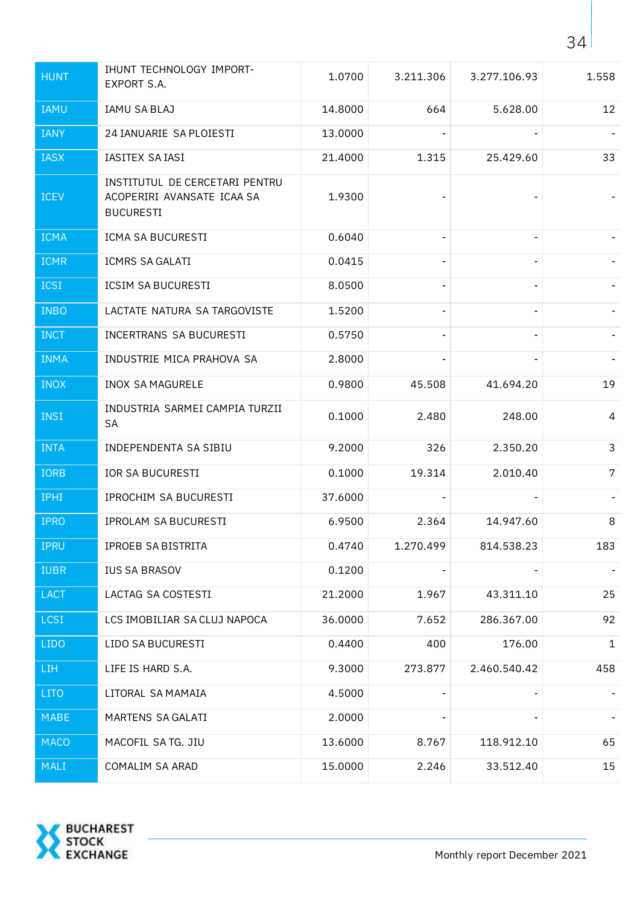| HUNT | IHUNT TECHNOLOGY IMPORT-EXPORT S.A. | 1.0700 | 3.211.306 | 3.277.106.93 | 1.558 |
|---|---|---|---|---|---|
| IAMU | IAMU SA BLAJ | 14.8000 | 664 | 5.628.00 | 12 |
| IANY | 24 IANUARIE SA PLOIESTI | 13.0000 | - | - | - |
| IASX | IASITEX SA IASI | 21.4000 | 1.315 | 25.429.60 | 33 |
| ICEV | INSTITUTUL DE CERCETARI PENTRU ACOPERIRI AVANSATE ICAA SA BUCURESTI | 1.9300 | - | - | - |
| ICMA | ICMA SA BUCURESTI | 0.6040 | - | - | - |
| ICMR | ICMRS SA GALATI | 0.0415 | - | - | - |
| ICSI | ICSIM SA BUCURESTI | 8.0500 | - | - | - |
| INBO | LACTATE NATURA SA TARGOVISTE | 1.5200 | - | - | - |
| INCT | INCERTRANS SA BUCURESTI | 0.5750 | - | - | - |
| INMA | INDUSTRIE MICA PRAHOVA SA | 2.8000 | - | - | - |
| INOX | INOX SA MAGURELE | 0.9800 | 45.508 | 41.694.20 | 19 |
| INSI | INDUSTRIA SARMEI CAMPIA TURZII SA | 0.1000 | 2.480 | 248.00 | 4 |
| INTA | INDEPENDENTA SA SIBIU | 9.2000 | 326 | 2.350.20 | 3 |
| IORB | IOR SA BUCURESTI | 0.1000 | 19.314 | 2.010.40 | 7 |
| IPHI | IPROCHIM SA BUCURESTI | 37.6000 | - | - | - |
| IPRO | IPROLAM SA BUCURESTI | 6.9500 | 2.364 | 14.947.60 | 8 |
| IPRU | IPROEB SA BISTRITA | 0.4740 | 1.270.499 | 814.538.23 | 183 |
| IUBR | IUS SA BRASOV | 0.1200 | - | - | - |
| LACT | LACTAG SA COSTESTI | 21.2000 | 1.967 | 43.311.10 | 25 |
| LCSI | LCS IMOBILIAR SA CLUJ NAPOCA | 36.0000 | 7.652 | 286.367.00 | 92 |
| LIDO | LIDO SA BUCURESTI | 0.4400 | 400 | 176.00 | 1 |
| LIH | LIFE IS HARD S.A. | 9.3000 | 273.877 | 2.460.540.42 | 458 |
| LITO | LITORAL SA MAMAIA | 4.5000 | - | - | - |
| MABE | MARTENS SA GALATI | 2.0000 | - | - | - |
| MACO | MACOFIL SA TG. JIU | 13.6000 | 8.767 | 118.912.10 | 65 |
| MALI | COMALIM SA ARAD | 15.0000 | 2.246 | 33.512.40 | 15 |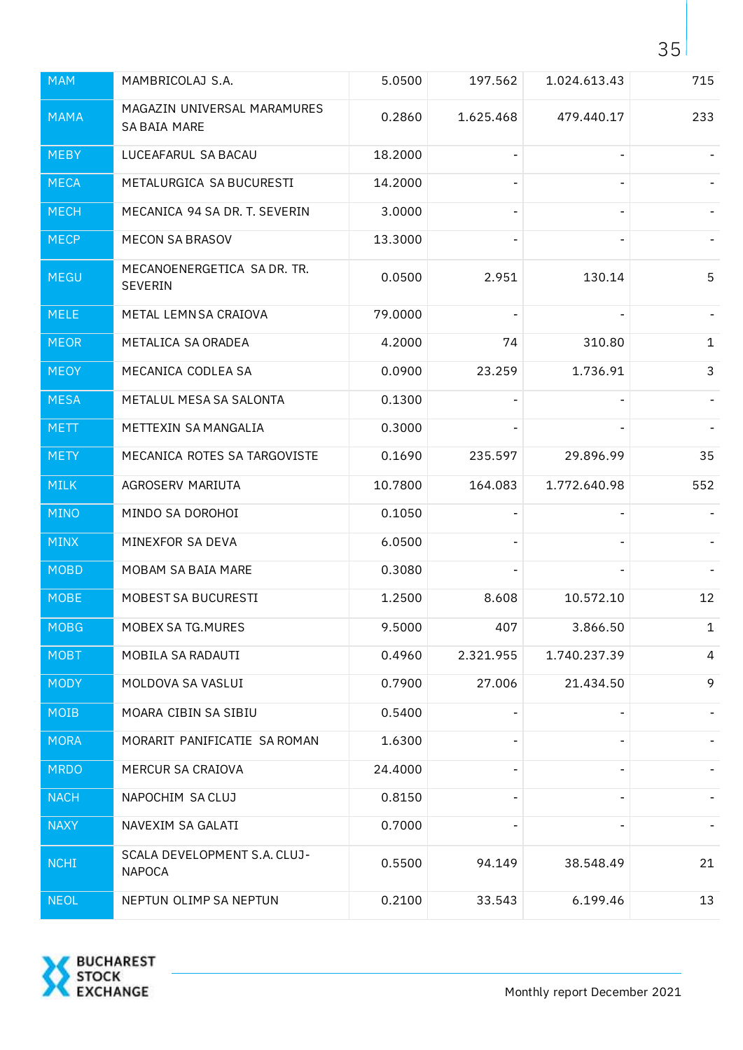| | | | | | |
|---|---|---|---|---|---|
| MAM | MAMBRICOLAJ S.A. | 5.0500 | 197.562 | 1.024.613.43 | 715 |
| MAMA | MAGAZIN UNIVERSAL MARAMURES SA BAIA MARE | 0.2860 | 1.625.468 | 479.440.17 | 233 |
| MEBY | LUCEAFARUL SA BACAU | 18.2000 | - | - | - |
| MECA | METALURGICA SA BUCURESTI | 14.2000 | - | - | - |
| MECH | MECANICA 94 SA DR. T. SEVERIN | 3.0000 | - | - | - |
| MECP | MECON SA BRASOV | 13.3000 | - | - | - |
| MEGU | MECANOENERGETICA SA DR. TR. SEVERIN | 0.0500 | 2.951 | 130.14 | 5 |
| MELE | METAL LEMN SA CRAIOVA | 79.0000 | - | - | - |
| MEOR | METALICA SA ORADEA | 4.2000 | 74 | 310.80 | 1 |
| MEOY | MECANICA CODLEA SA | 0.0900 | 23.259 | 1.736.91 | 3 |
| MESA | METALUL MESA SA SALONTA | 0.1300 | - | - | - |
| METT | METTEXIN SA MANGALIA | 0.3000 | - | - | - |
| METY | MECANICA ROTES SA TARGOVISTE | 0.1690 | 235.597 | 29.896.99 | 35 |
| MILK | AGROSERV MARIUTA | 10.7800 | 164.083 | 1.772.640.98 | 552 |
| MINO | MINDO SA DOROHOI | 0.1050 | - | - | - |
| MINX | MINEXFOR SA DEVA | 6.0500 | - | - | - |
| MOBD | MOBAM SA BAIA MARE | 0.3080 | - | - | - |
| MOBE | MOBEST SA BUCURESTI | 1.2500 | 8.608 | 10.572.10 | 12 |
| MOBG | MOBEX SA TG.MURES | 9.5000 | 407 | 3.866.50 | 1 |
| MOBT | MOBILA SA RADAUTI | 0.4960 | 2.321.955 | 1.740.237.39 | 4 |
| MODY | MOLDOVA SA VASLUI | 0.7900 | 27.006 | 21.434.50 | 9 |
| MOIB | MOARA CIBIN SA SIBIU | 0.5400 | - | - | - |
| MORA | MORARIT PANIFICATIE SA ROMAN | 1.6300 | - | - | - |
| MRDO | MERCUR SA CRAIOVA | 24.4000 | - | - | - |
| NACH | NAPOCHIM SA CLUJ | 0.8150 | - | - | - |
| NAXY | NAVEXIM SA GALATI | 0.7000 | - | - | - |
| NCHI | SCALA DEVELOPMENT S.A. CLUJ-NAPOCA | 0.5500 | 94.149 | 38.548.49 | 21 |
| NEOL | NEPTUN OLIMP SA NEPTUN | 0.2100 | 33.543 | 6.199.46 | 13 |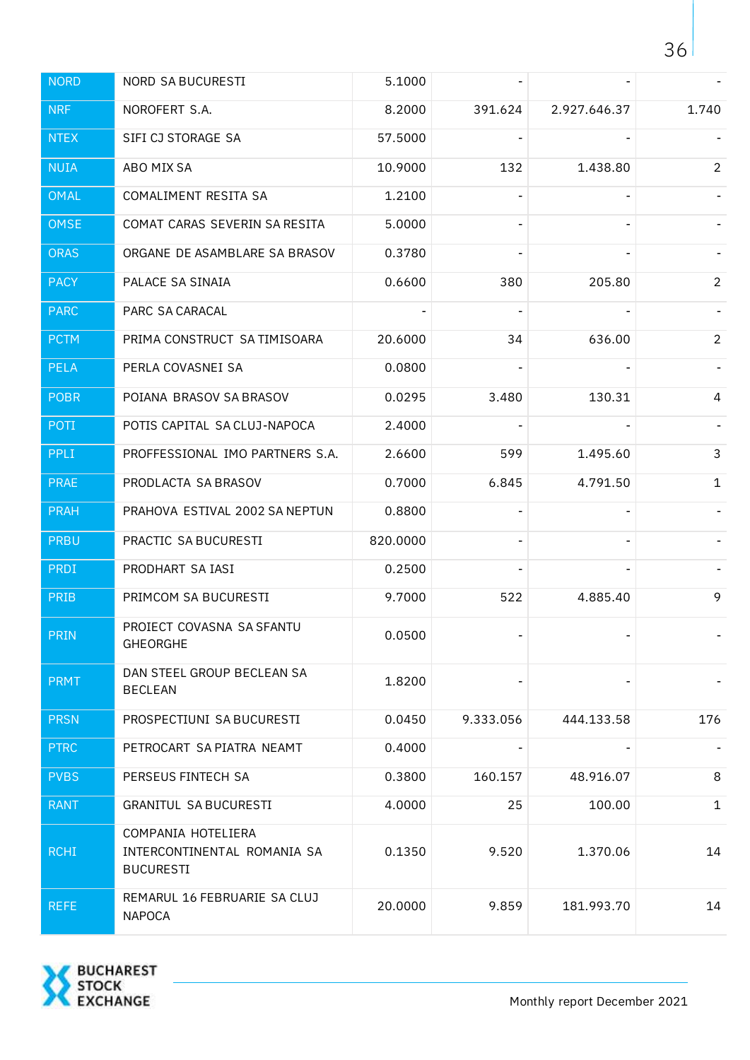| NORD | NORD SA BUCURESTI | 5.1000 | - | - | - |
|---|---|---|---|---|---|
| NRF | NOROFERT S.A. | 8.2000 | 391.624 | 2.927.646.37 | 1.740 |
| NTEX | SIFI CJ STORAGE SA | 57.5000 | - | - | - |
| NUIA | ABO MIX SA | 10.9000 | 132 | 1.438.80 | 2 |
| OMAL | COMALIMENT RESITA SA | 1.2100 | - | - | - |
| OMSE | COMAT CARAS SEVERIN SA RESITA | 5.0000 | - | - | - |
| ORAS | ORGANE DE ASAMBLARE SA BRASOV | 0.3780 | - | - | - |
| PACY | PALACE SA SINAIA | 0.6600 | 380 | 205.80 | 2 |
| PARC | PARC SA CARACAL | - | - | - | - |
| PCTM | PRIMA CONSTRUCT SA TIMISOARA | 20.6000 | 34 | 636.00 | 2 |
| PELA | PERLA COVASNEI SA | 0.0800 | - | - | - |
| POBR | POIANA BRASOV SA BRASOV | 0.0295 | 3.480 | 130.31 | 4 |
| POTI | POTIS CAPITAL SA CLUJ-NAPOCA | 2.4000 | - | - | - |
| PPLI | PROFFESSIONAL IMO PARTNERS S.A. | 2.6600 | 599 | 1.495.60 | 3 |
| PRAE | PRODLACTA SA BRASOV | 0.7000 | 6.845 | 4.791.50 | 1 |
| PRAH | PRAHOVA ESTIVAL 2002 SA NEPTUN | 0.8800 | - | - | - |
| PRBU | PRACTIC SA BUCURESTI | 820.0000 | - | - | - |
| PRDI | PRODHART SA IASI | 0.2500 | - | - | - |
| PRIB | PRIMCOM SA BUCURESTI | 9.7000 | 522 | 4.885.40 | 9 |
| PRIN | PROIECT COVASNA SA SFANTU GHEORGHE | 0.0500 | - | - | - |
| PRMT | DAN STEEL GROUP BECLEAN SA BECLEAN | 1.8200 | - | - | - |
| PRSN | PROSPECTIUNI SA BUCURESTI | 0.0450 | 9.333.056 | 444.133.58 | 176 |
| PTRC | PETROCART SA PIATRA NEAMT | 0.4000 | - | - | - |
| PVBS | PERSEUS FINTECH SA | 0.3800 | 160.157 | 48.916.07 | 8 |
| RANT | GRANITUL SA BUCURESTI | 4.0000 | 25 | 100.00 | 1 |
| RCHI | COMPANIA HOTELIERA INTERCONTINENTAL ROMANIA SA BUCURESTI | 0.1350 | 9.520 | 1.370.06 | 14 |
| REFE | REMARUL 16 FEBRUARIE SA CLUJ NAPOCA | 20.0000 | 9.859 | 181.993.70 | 14 |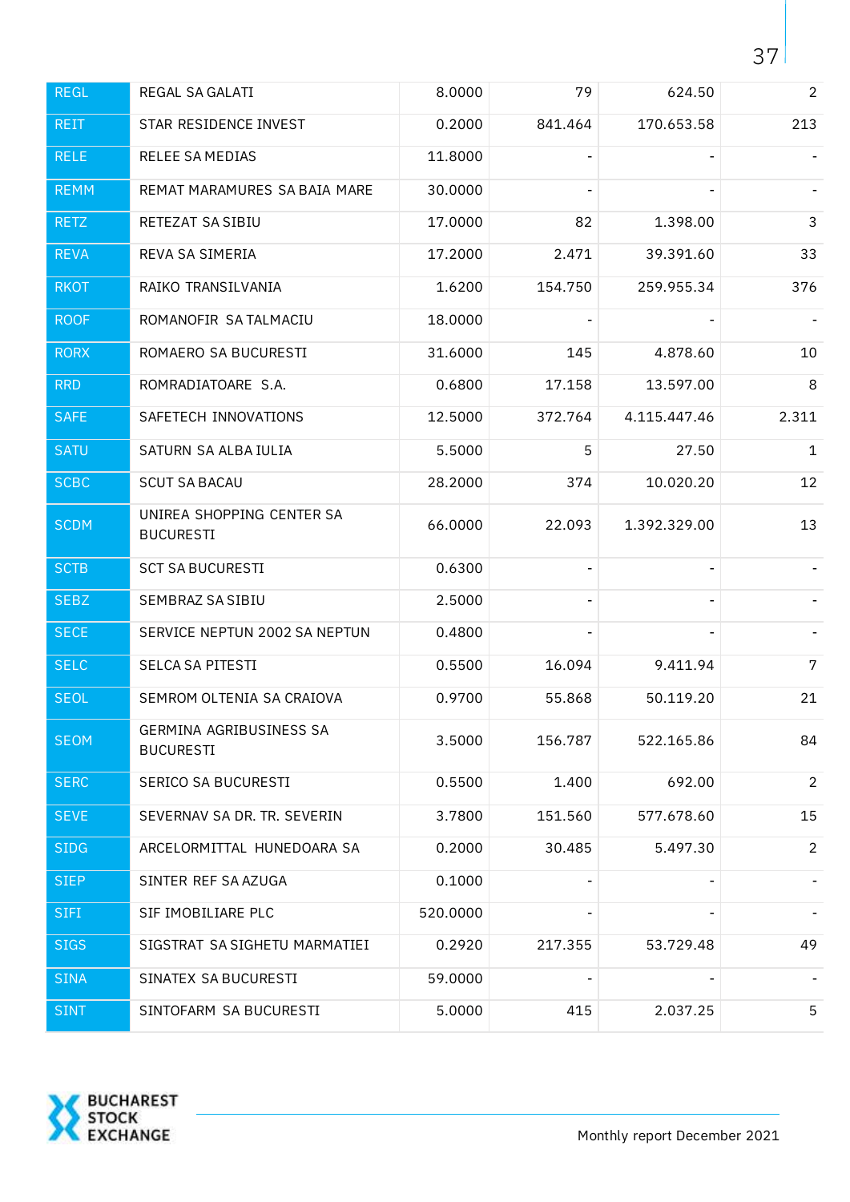| | | | | | |
|---|---|---|---|---|---|
| REGL | REGAL SA GALATI | 8.0000 | 79 | 624.50 | 2 |
| REIT | STAR RESIDENCE INVEST | 0.2000 | 841.464 | 170.653.58 | 213 |
| RELE | RELEE SA MEDIAS | 11.8000 | - | - | - |
| REMM | REMAT MARAMURES SA BAIA MARE | 30.0000 | - | - | - |
| RETZ | RETEZAT SA SIBIU | 17.0000 | 82 | 1.398.00 | 3 |
| REVA | REVA SA SIMERIA | 17.2000 | 2.471 | 39.391.60 | 33 |
| RKOT | RAIKO TRANSILVANIA | 1.6200 | 154.750 | 259.955.34 | 376 |
| ROOF | ROMANOFIR SA TALMACIU | 18.0000 | - | - | - |
| RORX | ROMAERO SA BUCURESTI | 31.6000 | 145 | 4.878.60 | 10 |
| RRD | ROMRADIATOARE S.A. | 0.6800 | 17.158 | 13.597.00 | 8 |
| SAFE | SAFETECH INNOVATIONS | 12.5000 | 372.764 | 4.115.447.46 | 2.311 |
| SATU | SATURN SA ALBA IULIA | 5.5000 | 5 | 27.50 | 1 |
| SCBC | SCUT SA BACAU | 28.2000 | 374 | 10.020.20 | 12 |
| SCDM | UNIREA SHOPPING CENTER SA BUCURESTI | 66.0000 | 22.093 | 1.392.329.00 | 13 |
| SCTB | SCT SA BUCURESTI | 0.6300 | - | - | - |
| SEBZ | SEMBRAZ SA SIBIU | 2.5000 | - | - | - |
| SECE | SERVICE NEPTUN 2002 SA NEPTUN | 0.4800 | - | - | - |
| SELC | SELCA SA PITESTI | 0.5500 | 16.094 | 9.411.94 | 7 |
| SEOL | SEMROM OLTENIA SA CRAIOVA | 0.9700 | 55.868 | 50.119.20 | 21 |
| SEOM | GERMINA AGRIBUSINESS SA BUCURESTI | 3.5000 | 156.787 | 522.165.86 | 84 |
| SERC | SERICO SA BUCURESTI | 0.5500 | 1.400 | 692.00 | 2 |
| SEVE | SEVERNAV SA DR. TR. SEVERIN | 3.7800 | 151.560 | 577.678.60 | 15 |
| SIDG | ARCELORMITTAL HUNEDOARA SA | 0.2000 | 30.485 | 5.497.30 | 2 |
| SIEP | SINTER REF SA AZUGA | 0.1000 | - | - | - |
| SIFI | SIF IMOBILIARE PLC | 520.0000 | - | - | - |
| SIGS | SIGSTRAT SA SIGHETU MARMATIEI | 0.2920 | 217.355 | 53.729.48 | 49 |
| SINA | SINATEX SA BUCURESTI | 59.0000 | - | - | - |
| SINT | SINTOFARM SA BUCURESTI | 5.0000 | 415 | 2.037.25 | 5 |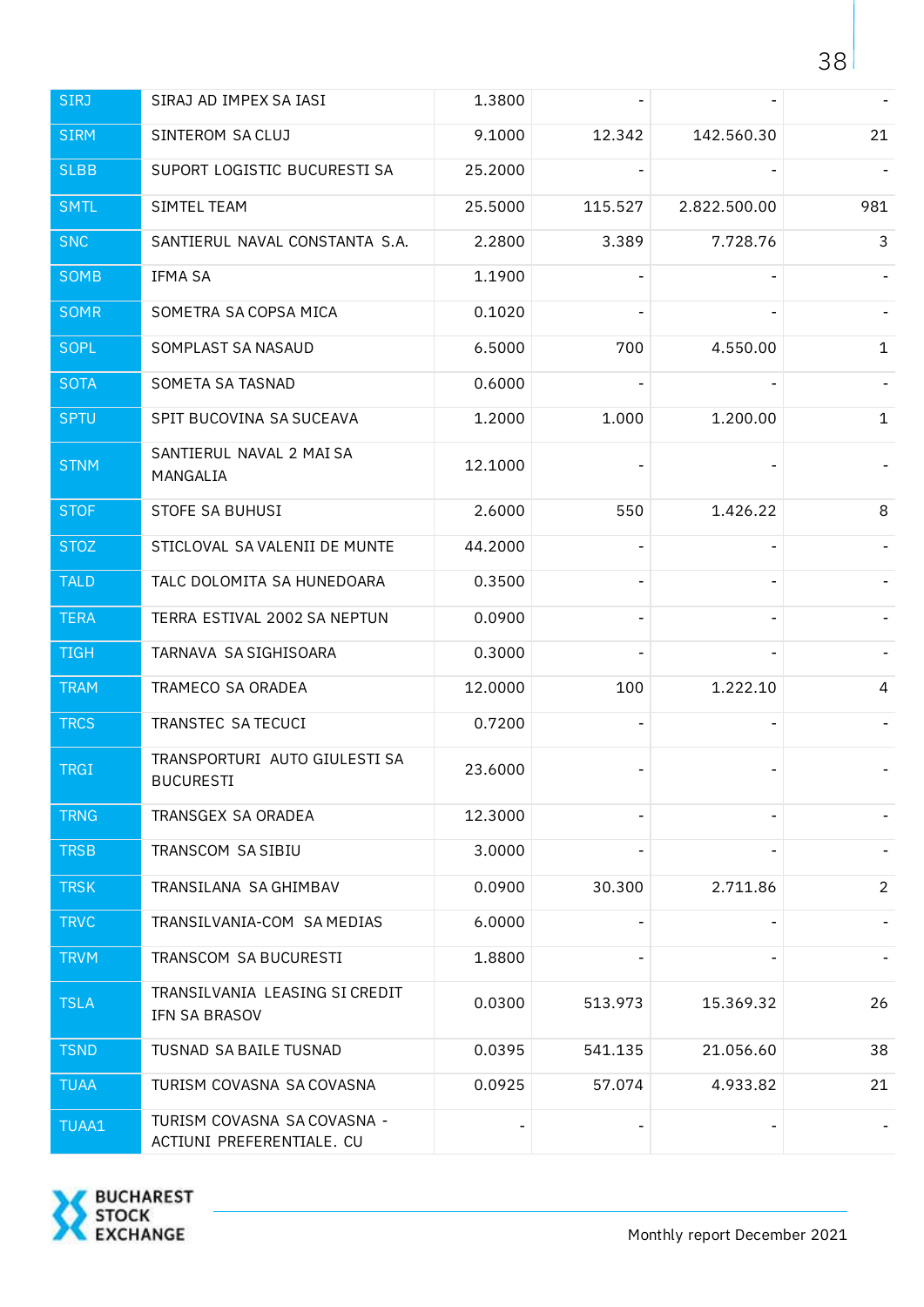| | | | | | |
|---|---|---|---|---|---|
| SIRJ | SIRAJ AD IMPEX SA IASI | 1.3800 | - | - | - |
| SIRM | SINTEROM SA CLUJ | 9.1000 | 12.342 | 142.560.30 | 21 |
| SLBB | SUPORT LOGISTIC BUCURESTI SA | 25.2000 | - | - | - |
| SMTL | SIMTEL TEAM | 25.5000 | 115.527 | 2.822.500.00 | 981 |
| SNC | SANTIERUL NAVAL CONSTANTA S.A. | 2.2800 | 3.389 | 7.728.76 | 3 |
| SOMB | IFMA SA | 1.1900 | - | - | - |
| SOMR | SOMETRA SA COPSA MICA | 0.1020 | - | - | - |
| SOPL | SOMPLAST SA NASAUD | 6.5000 | 700 | 4.550.00 | 1 |
| SOTA | SOMETA SA TASNAD | 0.6000 | - | - | - |
| SPTU | SPIT BUCOVINA SA SUCEAVA | 1.2000 | 1.000 | 1.200.00 | 1 |
| STNM | SANTIERUL NAVAL 2 MAI SA MANGALIA | 12.1000 | - | - | - |
| STOF | STOFE SA BUHUSI | 2.6000 | 550 | 1.426.22 | 8 |
| STOZ | STICLOVAL SA VALENII DE MUNTE | 44.2000 | - | - | - |
| TALD | TALC DOLOMITA SA HUNEDOARA | 0.3500 | - | - | - |
| TERA | TERRA ESTIVAL 2002 SA NEPTUN | 0.0900 | - | - | - |
| TIGH | TARNAVA SA SIGHISOARA | 0.3000 | - | - | - |
| TRAM | TRAMECO SA ORADEA | 12.0000 | 100 | 1.222.10 | 4 |
| TRCS | TRANSTEC SA TECUCI | 0.7200 | - | - | - |
| TRGI | TRANSPORTURI AUTO GIULESTI SA BUCURESTI | 23.6000 | - | - | - |
| TRNG | TRANSGEX SA ORADEA | 12.3000 | - | - | - |
| TRSB | TRANSCOM SA SIBIU | 3.0000 | - | - | - |
| TRSK | TRANSILANA SA GHIMBAV | 0.0900 | 30.300 | 2.711.86 | 2 |
| TRVC | TRANSILVANIA-COM SA MEDIAS | 6.0000 | - | - | - |
| TRVM | TRANSCOM SA BUCURESTI | 1.8800 | - | - | - |
| TSLA | TRANSILVANIA LEASING SI CREDIT IFN SA BRASOV | 0.0300 | 513.973 | 15.369.32 | 26 |
| TSND | TUSNAD SA BAILE TUSNAD | 0.0395 | 541.135 | 21.056.60 | 38 |
| TUAA | TURISM COVASNA SA COVASNA | 0.0925 | 57.074 | 4.933.82 | 21 |
| TUAA1 | TURISM COVASNA SA COVASNA - ACTIUNI PREFERENTIALE. CU | - | - | - | - |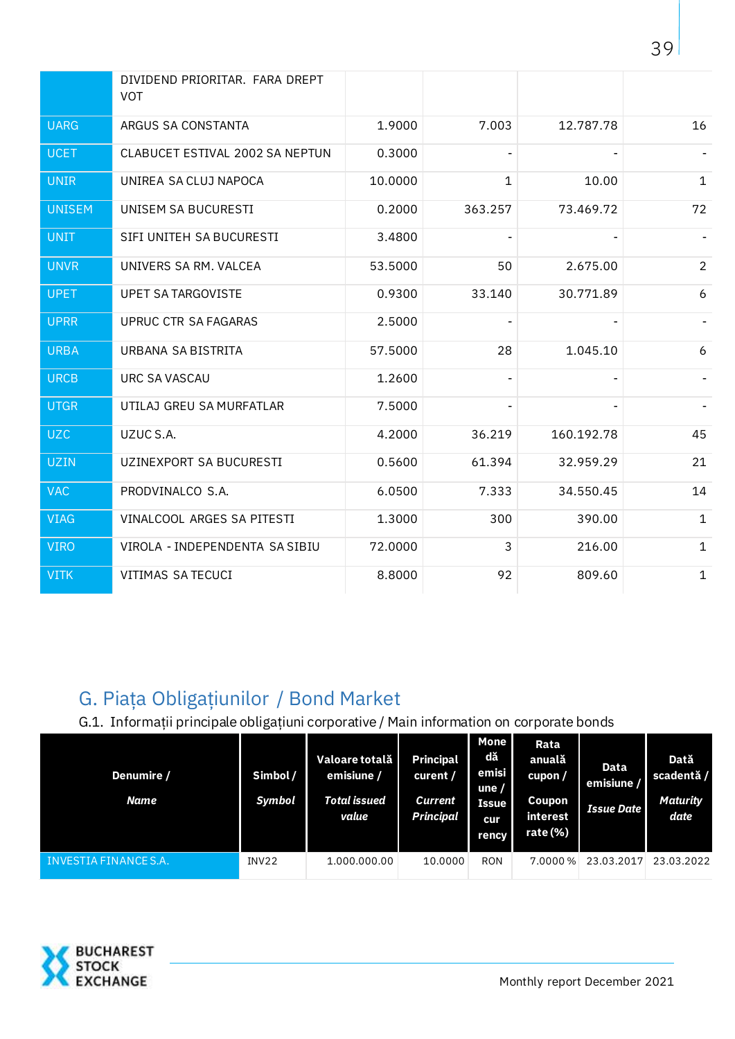| | | | | | |
|---|---|---|---|---|---|
| | DIVIDEND PRIORITAR. FARA DREPT VOT | | | | |
| UARG | ARGUS SA CONSTANTA | 1.9000 | 7.003 | 12.787.78 | 16 |
| UCET | CLABUCET ESTIVAL 2002 SA NEPTUN | 0.3000 | - | - | - |
| UNIR | UNIREA SA CLUJ NAPOCA | 10.0000 | 1 | 10.00 | 1 |
| UNISEM | UNISEM SA BUCURESTI | 0.2000 | 363.257 | 73.469.72 | 72 |
| UNIT | SIFI UNITEH SA BUCURESTI | 3.4800 | - | - | - |
| UNVR | UNIVERS SA RM. VALCEA | 53.5000 | 50 | 2.675.00 | 2 |
| UPET | UPET SA TARGOVISTE | 0.9300 | 33.140 | 30.771.89 | 6 |
| UPRR | UPRUC CTR SA FAGARAS | 2.5000 | - | - | - |
| URBA | URBANA SA BISTRITA | 57.5000 | 28 | 1.045.10 | 6 |
| URCB | URC SA VASCAU | 1.2600 | - | - | - |
| UTGR | UTILAJ GREU SA MURFATLAR | 7.5000 | - | - | - |
| UZC | UZUC S.A. | 4.2000 | 36.219 | 160.192.78 | 45 |
| UZIN | UZINEXPORT SA BUCURESTI | 0.5600 | 61.394 | 32.959.29 | 21 |
| VAC | PRODVINALCO S.A. | 6.0500 | 7.333 | 34.550.45 | 14 |
| VIAG | VINALCOOL ARGES SA PITESTI | 1.3000 | 300 | 390.00 | 1 |
| VIRO | VIROLA - INDEPENDENTA SA SIBIU | 72.0000 | 3 | 216.00 | 1 |
| VITK | VITIMAS SA TECUCI | 8.8000 | 92 | 809.60 | 1 |

## G. Piața Obligațiunilor / Bond Market

G.1. Informații principale obligațiuni corporative / Main information on corporate bonds

| Denumire / *Name* | Simbol / *Symbol* | Valoare totală emisiune / *Total issued value* | Principal curent / *Current Principal* | Monedă emisiune / *Issue currency* | Rata anuală cupon / *Coupon interest rate (%)* | Data emisiune / *Issue Date* | Dată scadentă / *Maturity date* |
|---|---|---|---|---|---|---|---|
| INVESTIA FINANCE S.A. | INV22 | 1.000.000.00 | 10.0000 | RON | 7.0000 % | 23.03.2017 | 23.03.2022 |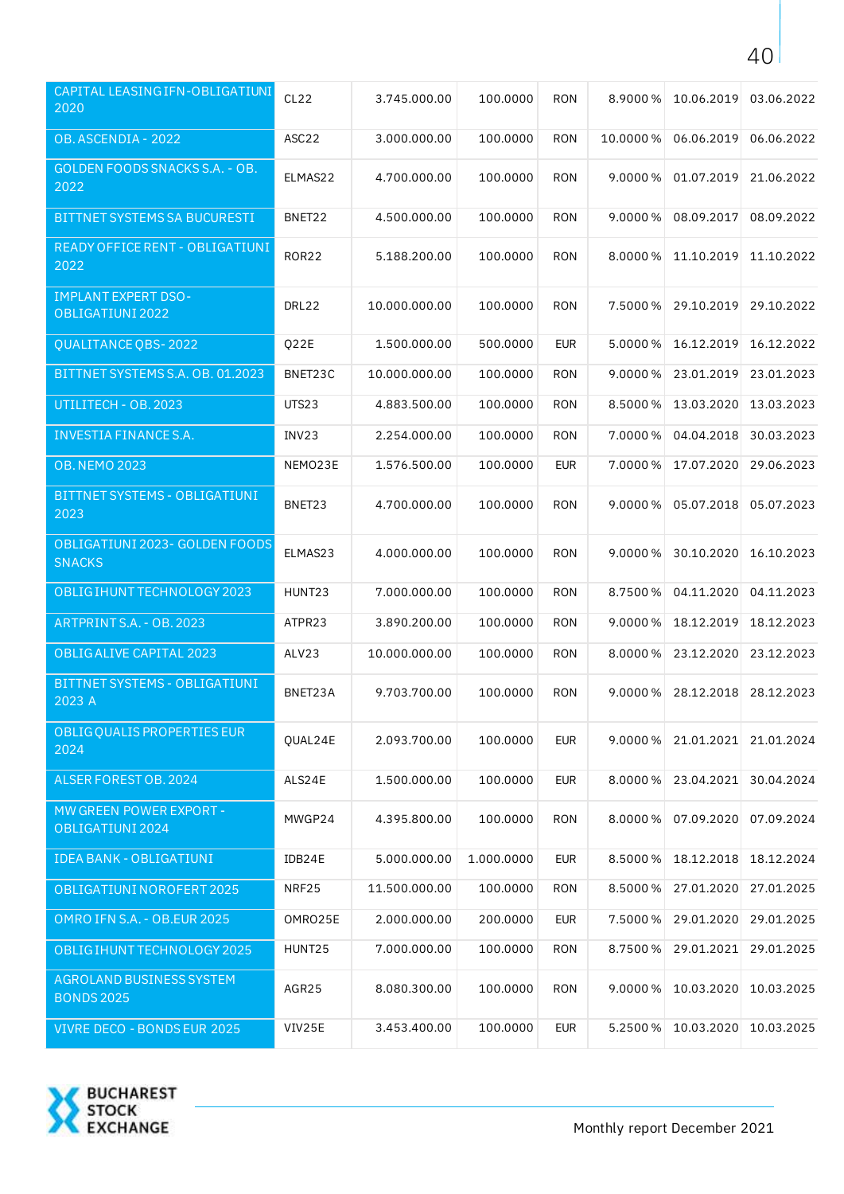| | | | | | | | |
|---|---|---|---|---|---|---|---|
| CAPITAL LEASING IFN-OBLIGATIUNI 2020 | CL22 | 3.745.000.00 | 100.0000 | RON | 8.9000 % | 10.06.2019 | 03.06.2022 |
| OB. ASCENDIA - 2022 | ASC22 | 3.000.000.00 | 100.0000 | RON | 10.0000 % | 06.06.2019 | 06.06.2022 |
| GOLDEN FOODS SNACKS S.A. - OB. 2022 | ELMAS22 | 4.700.000.00 | 100.0000 | RON | 9.0000 % | 01.07.2019 | 21.06.2022 |
| BITTNET SYSTEMS SA BUCURESTI | BNET22 | 4.500.000.00 | 100.0000 | RON | 9.0000 % | 08.09.2017 | 08.09.2022 |
| READY OFFICE RENT - OBLIGATIUNI 2022 | ROR22 | 5.188.200.00 | 100.0000 | RON | 8.0000 % | 11.10.2019 | 11.10.2022 |
| IMPLANT EXPERT DSO - OBLIGATIUNI 2022 | DRL22 | 10.000.000.00 | 100.0000 | RON | 7.5000 % | 29.10.2019 | 29.10.2022 |
| QUALITANCE QBS- 2022 | Q22E | 1.500.000.00 | 500.0000 | EUR | 5.0000 % | 16.12.2019 | 16.12.2022 |
| BITTNET SYSTEMS S.A. OB. 01.2023 | BNET23C | 10.000.000.00 | 100.0000 | RON | 9.0000 % | 23.01.2019 | 23.01.2023 |
| UTILITECH - OB. 2023 | UTS23 | 4.883.500.00 | 100.0000 | RON | 8.5000 % | 13.03.2020 | 13.03.2023 |
| INVESTIA FINANCE S.A. | INV23 | 2.254.000.00 | 100.0000 | RON | 7.0000 % | 04.04.2018 | 30.03.2023 |
| OB. NEMO 2023 | NEMO23E | 1.576.500.00 | 100.0000 | EUR | 7.0000 % | 17.07.2020 | 29.06.2023 |
| BITTNET SYSTEMS - OBLIGATIUNI 2023 | BNET23 | 4.700.000.00 | 100.0000 | RON | 9.0000 % | 05.07.2018 | 05.07.2023 |
| OBLIGATIUNI 2023- GOLDEN FOODS SNACKS | ELMAS23 | 4.000.000.00 | 100.0000 | RON | 9.0000 % | 30.10.2020 | 16.10.2023 |
| OBLIG IHUNT TECHNOLOGY 2023 | HUNT23 | 7.000.000.00 | 100.0000 | RON | 8.7500 % | 04.11.2020 | 04.11.2023 |
| ARTPRINT S.A. - OB. 2023 | ATPR23 | 3.890.200.00 | 100.0000 | RON | 9.0000 % | 18.12.2019 | 18.12.2023 |
| OBLIG ALIVE CAPITAL 2023 | ALV23 | 10.000.000.00 | 100.0000 | RON | 8.0000 % | 23.12.2020 | 23.12.2023 |
| BITTNET SYSTEMS - OBLIGATIUNI 2023 A | BNET23A | 9.703.700.00 | 100.0000 | RON | 9.0000 % | 28.12.2018 | 28.12.2023 |
| OBLIG QUALIS PROPERTIES EUR 2024 | QUAL24E | 2.093.700.00 | 100.0000 | EUR | 9.0000 % | 21.01.2021 | 21.01.2024 |
| ALSER FOREST OB. 2024 | ALS24E | 1.500.000.00 | 100.0000 | EUR | 8.0000 % | 23.04.2021 | 30.04.2024 |
| MW GREEN POWER EXPORT - OBLIGATIUNI 2024 | MWGP24 | 4.395.800.00 | 100.0000 | RON | 8.0000 % | 07.09.2020 | 07.09.2024 |
| IDEA BANK - OBLIGATIUNI | IDB24E | 5.000.000.00 | 1.000.0000 | EUR | 8.5000 % | 18.12.2018 | 18.12.2024 |
| OBLIGATIUNI NOROFERT 2025 | NRF25 | 11.500.000.00 | 100.0000 | RON | 8.5000 % | 27.01.2020 | 27.01.2025 |
| OMRO IFN S.A. - OB.EUR 2025 | OMRO25E | 2.000.000.00 | 200.0000 | EUR | 7.5000 % | 29.01.2020 | 29.01.2025 |
| OBLIG IHUNT TECHNOLOGY 2025 | HUNT25 | 7.000.000.00 | 100.0000 | RON | 8.7500 % | 29.01.2021 | 29.01.2025 |
| AGROLAND BUSINESS SYSTEM BONDS 2025 | AGR25 | 8.080.300.00 | 100.0000 | RON | 9.0000 % | 10.03.2020 | 10.03.2025 |
| VIVRE DECO - BONDS EUR 2025 | VIV25E | 3.453.400.00 | 100.0000 | EUR | 5.2500 % | 10.03.2020 | 10.03.2025 |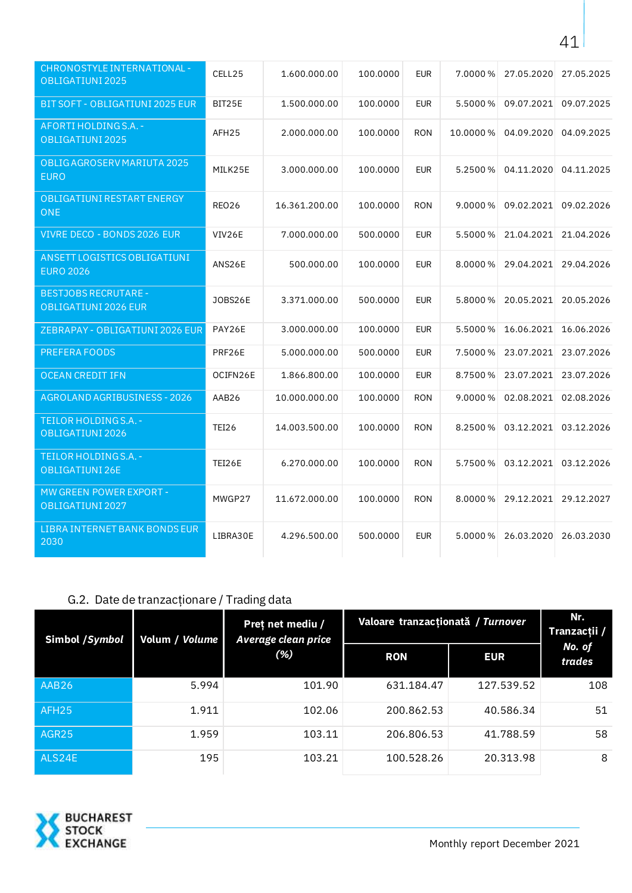| | | | | | | | |
|---|---|---|---|---|---|---|---|
| CHRONOSTYLE INTERNATIONAL - OBLIGATIUNI 2025 | CELL25 | 1.600.000.00 | 100.0000 | EUR | 7.0000 % | 27.05.2020 | 27.05.2025 |
| BIT SOFT - OBLIGATIUNI 2025 EUR | BIT25E | 1.500.000.00 | 100.0000 | EUR | 5.5000 % | 09.07.2021 | 09.07.2025 |
| AFORTI HOLDING S.A. - OBLIGATIUNI 2025 | AFH25 | 2.000.000.00 | 100.0000 | RON | 10.0000 % | 04.09.2020 | 04.09.2025 |
| OBLIG AGROSERV MARIUTA 2025 EURO | MILK25E | 3.000.000.00 | 100.0000 | EUR | 5.2500 % | 04.11.2020 | 04.11.2025 |
| OBLIGATIUNI RESTART ENERGY ONE | REO26 | 16.361.200.00 | 100.0000 | RON | 9.0000 % | 09.02.2021 | 09.02.2026 |
| VIVRE DECO - BONDS 2026 EUR | VIV26E | 7.000.000.00 | 500.0000 | EUR | 5.5000 % | 21.04.2021 | 21.04.2026 |
| ANSETT LOGISTICS OBLIGATIUNI EURO 2026 | ANS26E | 500.000.00 | 100.0000 | EUR | 8.0000 % | 29.04.2021 | 29.04.2026 |
| BESTJOBS RECRUTARE - OBLIGATIUNI 2026 EUR | JOBS26E | 3.371.000.00 | 500.0000 | EUR | 5.8000 % | 20.05.2021 | 20.05.2026 |
| ZEBRAPAY - OBLIGATIUNI 2026 EUR | PAY26E | 3.000.000.00 | 100.0000 | EUR | 5.5000 % | 16.06.2021 | 16.06.2026 |
| PREFERA FOODS | PRF26E | 5.000.000.00 | 500.0000 | EUR | 7.5000 % | 23.07.2021 | 23.07.2026 |
| OCEAN CREDIT IFN | OCIFN26E | 1.866.800.00 | 100.0000 | EUR | 8.7500 % | 23.07.2021 | 23.07.2026 |
| AGROLAND AGRIBUSINESS - 2026 | AAB26 | 10.000.000.00 | 100.0000 | RON | 9.0000 % | 02.08.2021 | 02.08.2026 |
| TEILOR HOLDING S.A. - OBLIGATIUNI 2026 | TEI26 | 14.003.500.00 | 100.0000 | RON | 8.2500 % | 03.12.2021 | 03.12.2026 |
| TEILOR HOLDING S.A. - OBLIGATIUNI 26E | TEI26E | 6.270.000.00 | 100.0000 | RON | 5.7500 % | 03.12.2021 | 03.12.2026 |
| MW GREEN POWER EXPORT - OBLIGATIUNI 2027 | MWGP27 | 11.672.000.00 | 100.0000 | RON | 8.0000 % | 29.12.2021 | 29.12.2027 |
| LIBRA INTERNET BANK BONDS EUR 2030 | LIBRA30E | 4.296.500.00 | 500.0000 | EUR | 5.0000 % | 26.03.2020 | 26.03.2030 |

## G.2. Date de tranzacționare / Trading data

| **Simbol /*Symbol*** | **Volum / *Volume*** | **Preț net mediu / *Average clean price* (%)** | **Valoare tranzacționată / *Turnover*** | | **Nr. Tranzacții / *No. of trades*** |
|---|---|---|---|---|---|
| | | | **RON** | **EUR** | |
| AAB26 | 5.994 | 101.90 | 631.184.47 | 127.539.52 | 108 |
| AFH25 | 1.911 | 102.06 | 200.862.53 | 40.586.34 | 51 |
| AGR25 | 1.959 | 103.11 | 206.806.53 | 41.788.59 | 58 |
| ALS24E | 195 | 103.21 | 100.528.26 | 20.313.98 | 8 |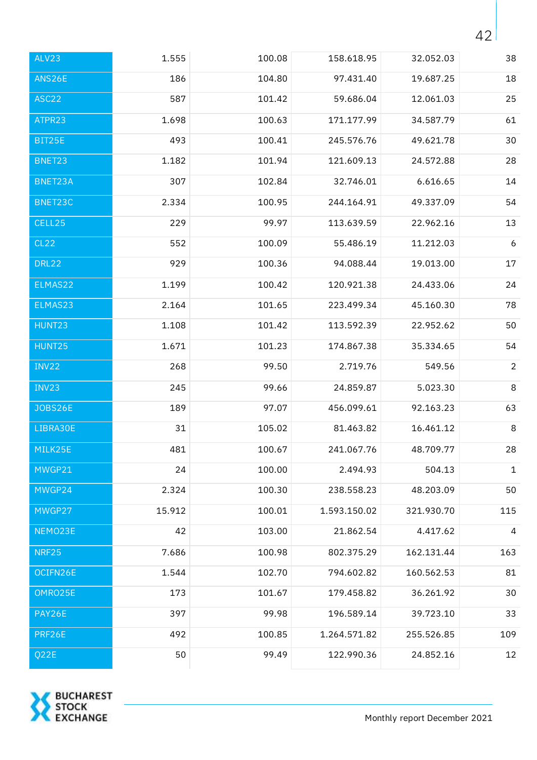| | | | | | |
|---|---|---|---|---|---|
| ALV23 | 1.555 | 100.08 | 158.618.95 | 32.052.03 | 38 |
| ANS26E | 186 | 104.80 | 97.431.40 | 19.687.25 | 18 |
| ASC22 | 587 | 101.42 | 59.686.04 | 12.061.03 | 25 |
| ATPR23 | 1.698 | 100.63 | 171.177.99 | 34.587.79 | 61 |
| BIT25E | 493 | 100.41 | 245.576.76 | 49.621.78 | 30 |
| BNET23 | 1.182 | 101.94 | 121.609.13 | 24.572.88 | 28 |
| BNET23A | 307 | 102.84 | 32.746.01 | 6.616.65 | 14 |
| BNET23C | 2.334 | 100.95 | 244.164.91 | 49.337.09 | 54 |
| CELL25 | 229 | 99.97 | 113.639.59 | 22.962.16 | 13 |
| CL22 | 552 | 100.09 | 55.486.19 | 11.212.03 | 6 |
| DRL22 | 929 | 100.36 | 94.088.44 | 19.013.00 | 17 |
| ELMAS22 | 1.199 | 100.42 | 120.921.38 | 24.433.06 | 24 |
| ELMAS23 | 2.164 | 101.65 | 223.499.34 | 45.160.30 | 78 |
| HUNT23 | 1.108 | 101.42 | 113.592.39 | 22.952.62 | 50 |
| HUNT25 | 1.671 | 101.23 | 174.867.38 | 35.334.65 | 54 |
| INV22 | 268 | 99.50 | 2.719.76 | 549.56 | 2 |
| INV23 | 245 | 99.66 | 24.859.87 | 5.023.30 | 8 |
| JOBS26E | 189 | 97.07 | 456.099.61 | 92.163.23 | 63 |
| LIBRA30E | 31 | 105.02 | 81.463.82 | 16.461.12 | 8 |
| MILK25E | 481 | 100.67 | 241.067.76 | 48.709.77 | 28 |
| MWGP21 | 24 | 100.00 | 2.494.93 | 504.13 | 1 |
| MWGP24 | 2.324 | 100.30 | 238.558.23 | 48.203.09 | 50 |
| MWGP27 | 15.912 | 100.01 | 1.593.150.02 | 321.930.70 | 115 |
| NEMO23E | 42 | 103.00 | 21.862.54 | 4.417.62 | 4 |
| NRF25 | 7.686 | 100.98 | 802.375.29 | 162.131.44 | 163 |
| OCIFN26E | 1.544 | 102.70 | 794.602.82 | 160.562.53 | 81 |
| OMRO25E | 173 | 101.67 | 179.458.82 | 36.261.92 | 30 |
| PAY26E | 397 | 99.98 | 196.589.14 | 39.723.10 | 33 |
| PRF26E | 492 | 100.85 | 1.264.571.82 | 255.526.85 | 109 |
| Q22E | 50 | 99.49 | 122.990.36 | 24.852.16 | 12 |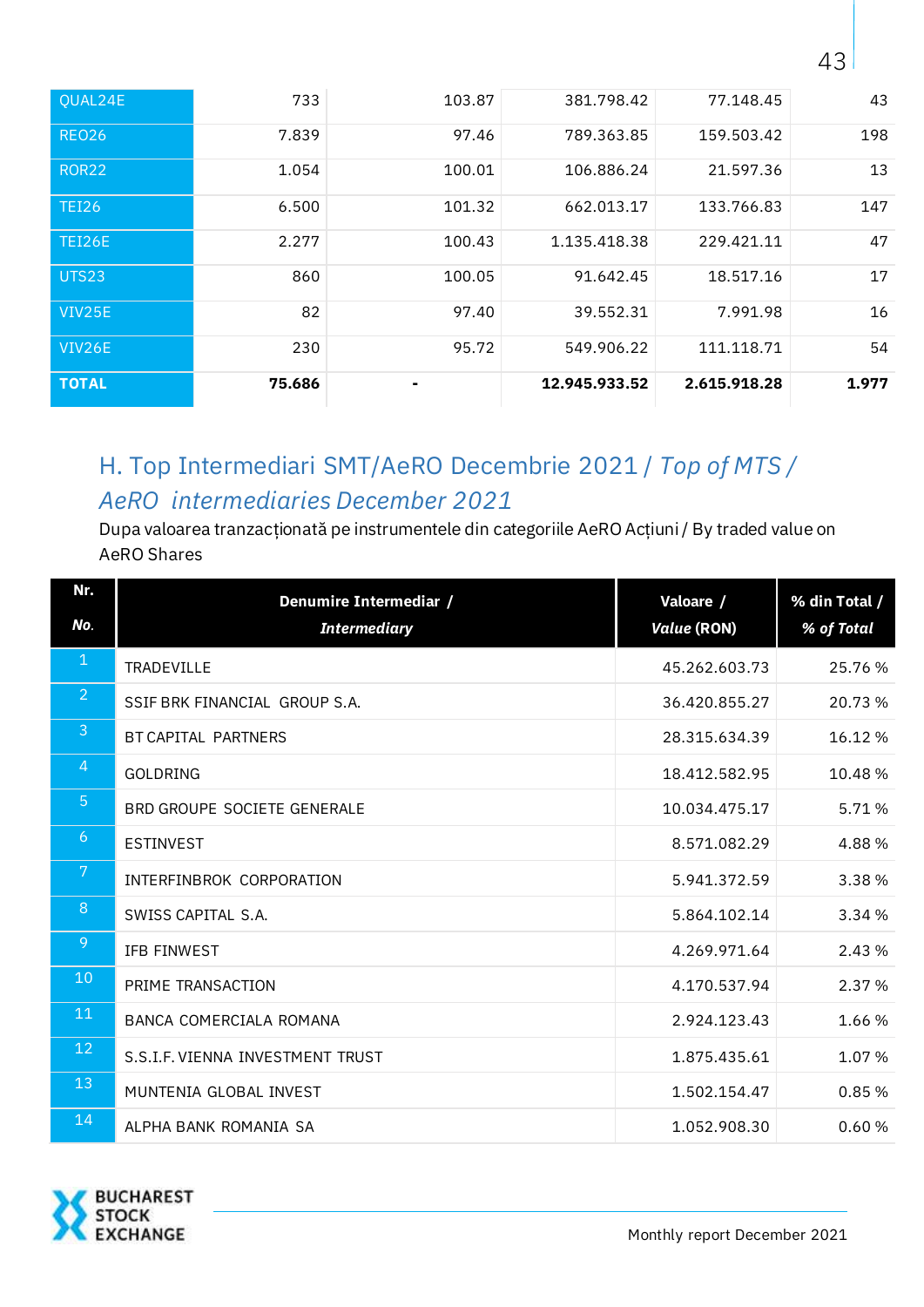| | | | | | |
|---|---|---|---|---|---|
| QUAL24E | 733 | 103.87 | 381.798.42 | 77.148.45 | 43 |
| REO26 | 7.839 | 97.46 | 789.363.85 | 159.503.42 | 198 |
| ROR22 | 1.054 | 100.01 | 106.886.24 | 21.597.36 | 13 |
| TEI26 | 6.500 | 101.32 | 662.013.17 | 133.766.83 | 147 |
| TEI26E | 2.277 | 100.43 | 1.135.418.38 | 229.421.11 | 47 |
| UTS23 | 860 | 100.05 | 91.642.45 | 18.517.16 | 17 |
| VIV25E | 82 | 97.40 | 39.552.31 | 7.991.98 | 16 |
| VIV26E | 230 | 95.72 | 549.906.22 | 111.118.71 | 54 |
| **TOTAL** | **75.686** | **-** | **12.945.933.52** | **2.615.918.28** | **1.977** |

## H. Top Intermediari SMT/AeRO Decembrie 2021 / *Top of MTS / AeRO intermediaries December 2021*

Dupa valoarea tranzacționată pe instrumentele din categoriile AeRO Acțiuni / By traded value on AeRO Shares

| Nr. / *No.* | Denumire Intermediar / *Intermediary* | Valoare / *Value* (RON) | % din Total / *% of Total* |
|---|---|---|---|
| 1 | TRADEVILLE | 45.262.603.73 | 25.76 % |
| 2 | SSIF BRK FINANCIAL GROUP S.A. | 36.420.855.27 | 20.73 % |
| 3 | BT CAPITAL PARTNERS | 28.315.634.39 | 16.12 % |
| 4 | GOLDRING | 18.412.582.95 | 10.48 % |
| 5 | BRD GROUPE SOCIETE GENERALE | 10.034.475.17 | 5.71 % |
| 6 | ESTINVEST | 8.571.082.29 | 4.88 % |
| 7 | INTERFINBROK CORPORATION | 5.941.372.59 | 3.38 % |
| 8 | SWISS CAPITAL S.A. | 5.864.102.14 | 3.34 % |
| 9 | IFB FINWEST | 4.269.971.64 | 2.43 % |
| 10 | PRIME TRANSACTION | 4.170.537.94 | 2.37 % |
| 11 | BANCA COMERCIALA ROMANA | 2.924.123.43 | 1.66 % |
| 12 | S.S.I.F. VIENNA INVESTMENT TRUST | 1.875.435.61 | 1.07 % |
| 13 | MUNTENIA GLOBAL INVEST | 1.502.154.47 | 0.85 % |
| 14 | ALPHA BANK ROMANIA SA | 1.052.908.30 | 0.60 % |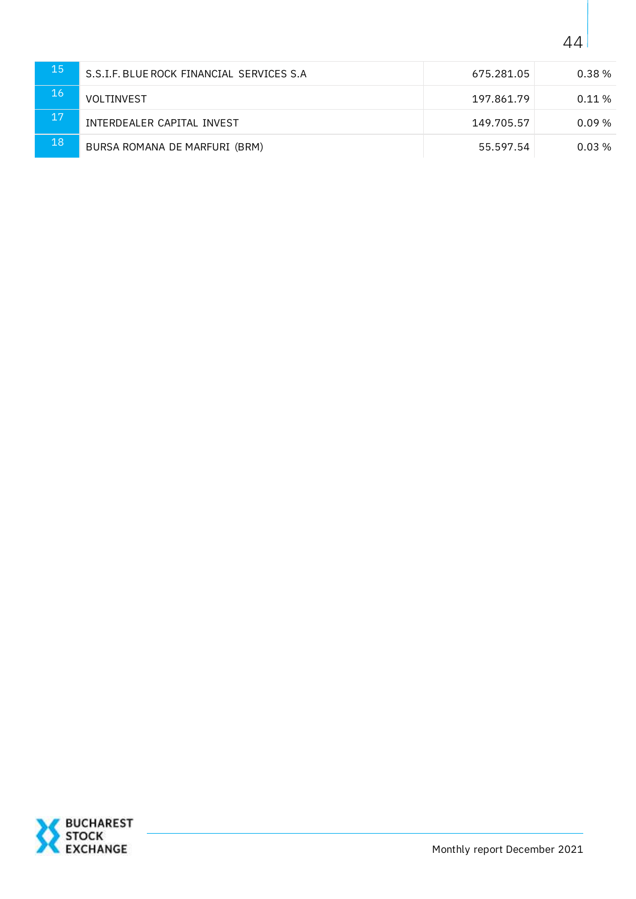| | | | |
|---|---|---|---|
| 15 | S.S.I.F. BLUE ROCK FINANCIAL SERVICES S.A | 675.281.05 | 0.38 % |
| 16 | VOLTINVEST | 197.861.79 | 0.11 % |
| 17 | INTERDEALER CAPITAL INVEST | 149.705.57 | 0.09 % |
| 18 | BURSA ROMANA DE MARFURI (BRM) | 55.597.54 | 0.03 % |